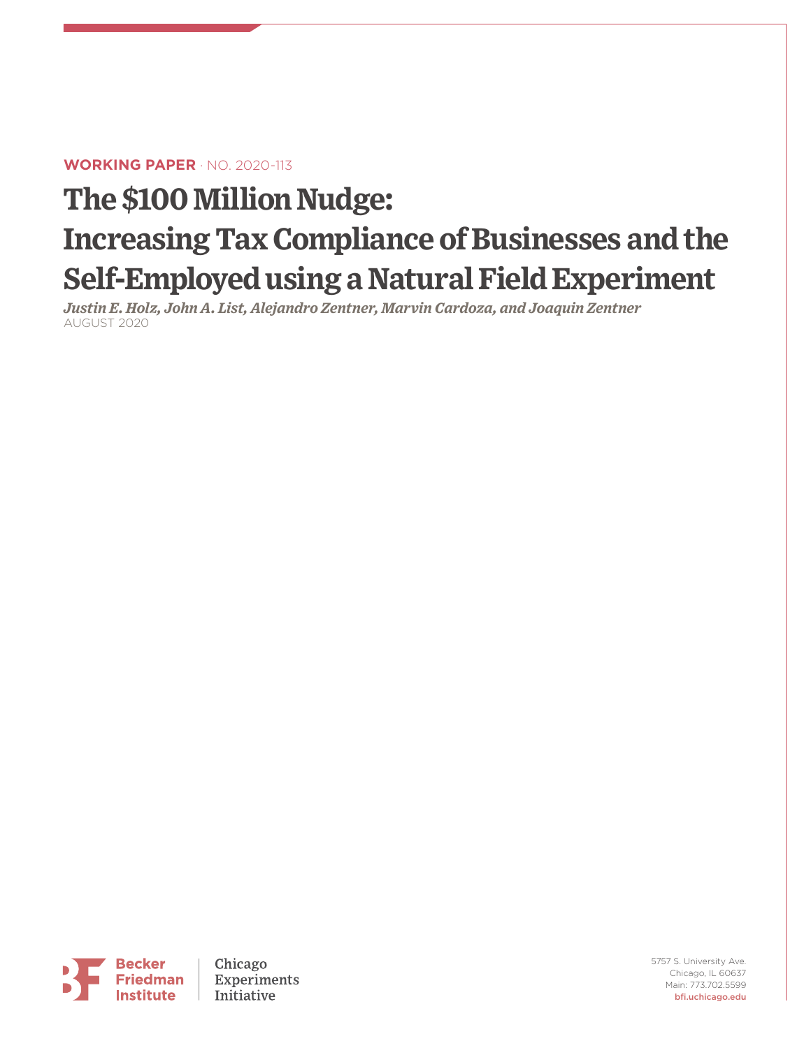**WORKING PAPER** · NO. 2020-113

# The $100 Million Nudge: Increasing Tax Compliance of Businesses and the Self-Employed using a Natural Field Experiment

*Justin E. Holz, John A. List, Alejandro Zentner, Marvin Cardoza, and Joaquin Zentner*

AUGUST 2020

Becker Friedman Institute

Chicago Experiments Initiative

5757 S. University Ave.
Chicago, IL 60637
Main: 773.702.5599
bfi.uchicago.edu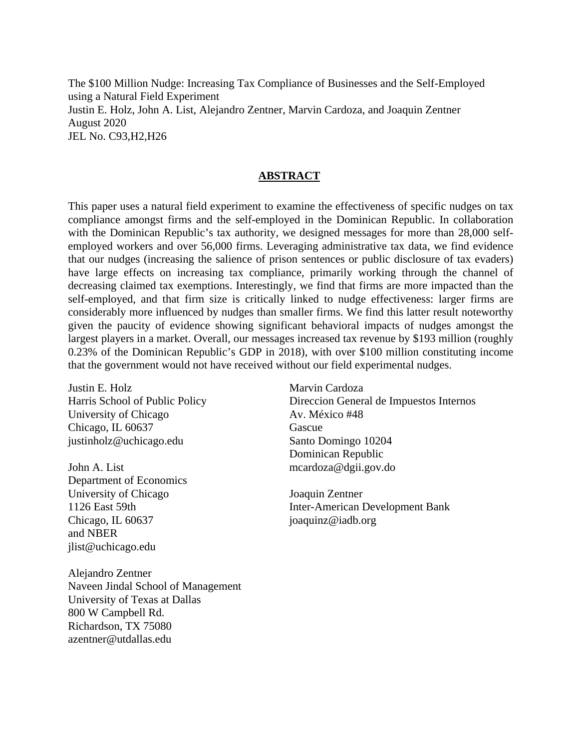The $100 Million Nudge: Increasing Tax Compliance of Businesses and the Self-Employed using a Natural Field Experiment
Justin E. Holz, John A. List, Alejandro Zentner, Marvin Cardoza, and Joaquin Zentner
August 2020
JEL No. C93,H2,H26

## ABSTRACT

This paper uses a natural field experiment to examine the effectiveness of specific nudges on tax compliance amongst firms and the self-employed in the Dominican Republic. In collaboration with the Dominican Republic's tax authority, we designed messages for more than 28,000 self-employed workers and over 56,000 firms. Leveraging administrative tax data, we find evidence that our nudges (increasing the salience of prison sentences or public disclosure of tax evaders) have large effects on increasing tax compliance, primarily working through the channel of decreasing claimed tax exemptions. Interestingly, we find that firms are more impacted than the self-employed, and that firm size is critically linked to nudge effectiveness: larger firms are considerably more influenced by nudges than smaller firms. We find this latter result noteworthy given the paucity of evidence showing significant behavioral impacts of nudges amongst the largest players in a market. Overall, our messages increased tax revenue by $193 million (roughly 0.23% of the Dominican Republic's GDP in 2018), with over $100 million constituting income that the government would not have received without our field experimental nudges.

Justin E. Holz
Harris School of Public Policy
University of Chicago
Chicago, IL 60637
justinholz@uchicago.edu

John A. List
Department of Economics
University of Chicago
1126 East 59th
Chicago, IL 60637
and NBER
jlist@uchicago.edu

Alejandro Zentner
Naveen Jindal School of Management
University of Texas at Dallas
800 W Campbell Rd.
Richardson, TX 75080
azentner@utdallas.edu

Marvin Cardoza
Direccion General de Impuestos Internos
Av. México #48
Gascue
Santo Domingo 10204
Dominican Republic
mcardoza@dgii.gov.do

Joaquin Zentner
Inter-American Development Bank
joaquinz@iadb.org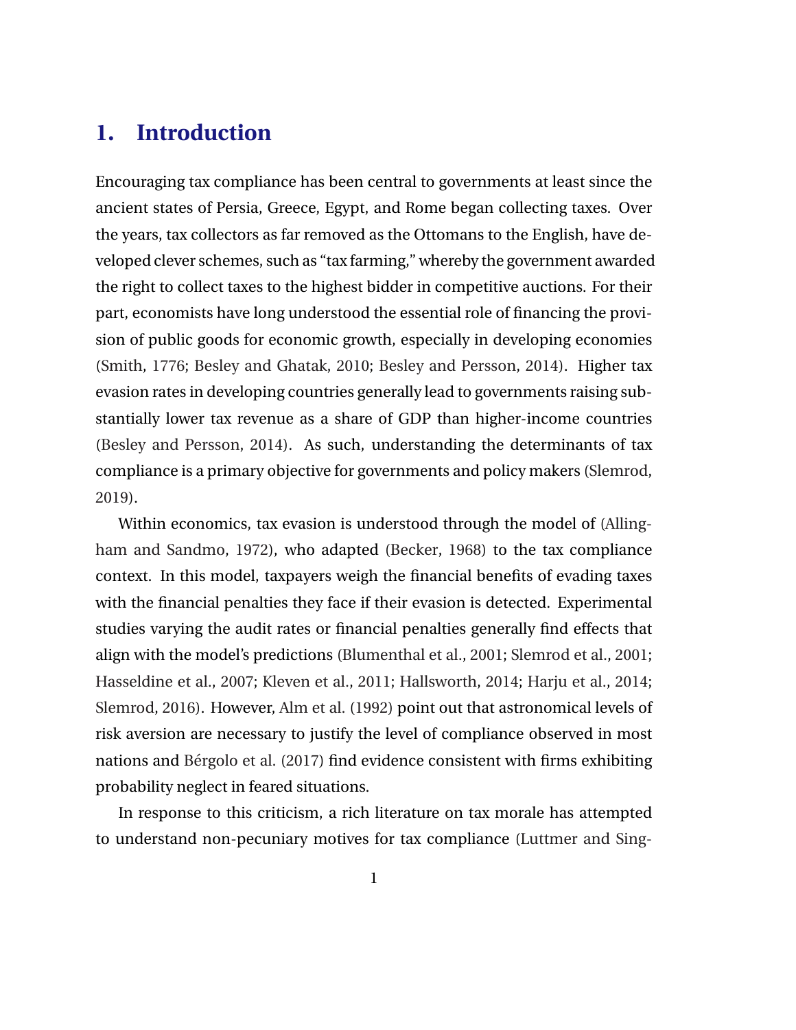# 1. Introduction

Encouraging tax compliance has been central to governments at least since the ancient states of Persia, Greece, Egypt, and Rome began collecting taxes. Over the years, tax collectors as far removed as the Ottomans to the English, have developed clever schemes, such as "tax farming," whereby the government awarded the right to collect taxes to the highest bidder in competitive auctions. For their part, economists have long understood the essential role of financing the provision of public goods for economic growth, especially in developing economies (Smith, 1776; Besley and Ghatak, 2010; Besley and Persson, 2014). Higher tax evasion rates in developing countries generally lead to governments raising substantially lower tax revenue as a share of GDP than higher-income countries (Besley and Persson, 2014). As such, understanding the determinants of tax compliance is a primary objective for governments and policy makers (Slemrod, 2019).

Within economics, tax evasion is understood through the model of (Allingham and Sandmo, 1972), who adapted (Becker, 1968) to the tax compliance context. In this model, taxpayers weigh the financial benefits of evading taxes with the financial penalties they face if their evasion is detected. Experimental studies varying the audit rates or financial penalties generally find effects that align with the model's predictions (Blumenthal et al., 2001; Slemrod et al., 2001; Hasseldine et al., 2007; Kleven et al., 2011; Hallsworth, 2014; Harju et al., 2014; Slemrod, 2016). However, Alm et al. (1992) point out that astronomical levels of risk aversion are necessary to justify the level of compliance observed in most nations and Bérgolo et al. (2017) find evidence consistent with firms exhibiting probability neglect in feared situations.

In response to this criticism, a rich literature on tax morale has attempted to understand non-pecuniary motives for tax compliance (Luttmer and Sing-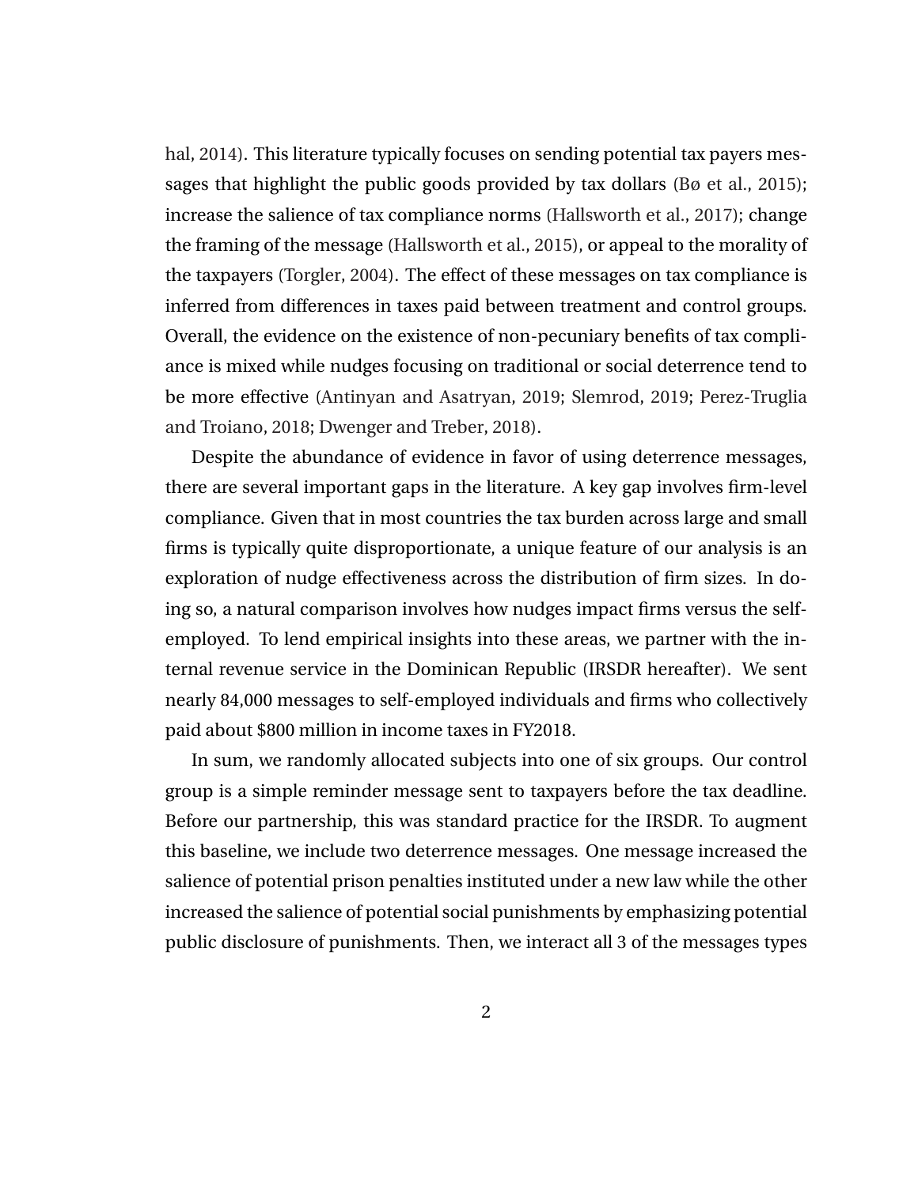hal, 2014). This literature typically focuses on sending potential tax payers messages that highlight the public goods provided by tax dollars (Bø et al., 2015); increase the salience of tax compliance norms (Hallsworth et al., 2017); change the framing of the message (Hallsworth et al., 2015), or appeal to the morality of the taxpayers (Torgler, 2004). The effect of these messages on tax compliance is inferred from differences in taxes paid between treatment and control groups. Overall, the evidence on the existence of non-pecuniary benefits of tax compliance is mixed while nudges focusing on traditional or social deterrence tend to be more effective (Antinyan and Asatryan, 2019; Slemrod, 2019; Perez-Truglia and Troiano, 2018; Dwenger and Treber, 2018).

Despite the abundance of evidence in favor of using deterrence messages, there are several important gaps in the literature. A key gap involves firm-level compliance. Given that in most countries the tax burden across large and small firms is typically quite disproportionate, a unique feature of our analysis is an exploration of nudge effectiveness across the distribution of firm sizes. In doing so, a natural comparison involves how nudges impact firms versus the self-employed. To lend empirical insights into these areas, we partner with the internal revenue service in the Dominican Republic (IRSDR hereafter). We sent nearly 84,000 messages to self-employed individuals and firms who collectively paid about $800 million in income taxes in FY2018.

In sum, we randomly allocated subjects into one of six groups. Our control group is a simple reminder message sent to taxpayers before the tax deadline. Before our partnership, this was standard practice for the IRSDR. To augment this baseline, we include two deterrence messages. One message increased the salience of potential prison penalties instituted under a new law while the other increased the salience of potential social punishments by emphasizing potential public disclosure of punishments. Then, we interact all 3 of the messages types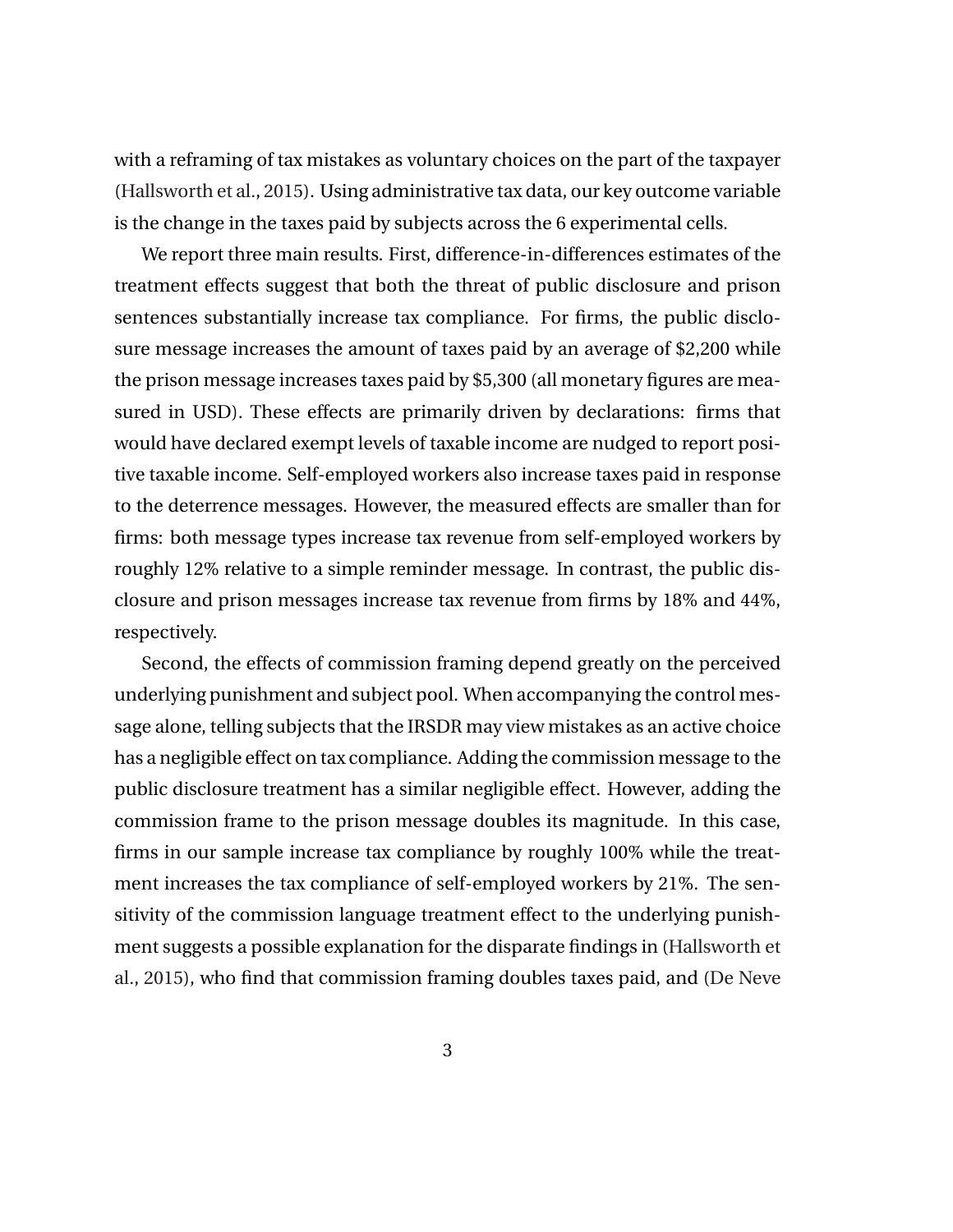with a reframing of tax mistakes as voluntary choices on the part of the taxpayer (Hallsworth et al., 2015). Using administrative tax data, our key outcome variable is the change in the taxes paid by subjects across the 6 experimental cells.

We report three main results. First, difference-in-differences estimates of the treatment effects suggest that both the threat of public disclosure and prison sentences substantially increase tax compliance. For firms, the public disclosure message increases the amount of taxes paid by an average of $2,200 while the prison message increases taxes paid by $5,300 (all monetary figures are measured in USD). These effects are primarily driven by declarations: firms that would have declared exempt levels of taxable income are nudged to report positive taxable income. Self-employed workers also increase taxes paid in response to the deterrence messages. However, the measured effects are smaller than for firms: both message types increase tax revenue from self-employed workers by roughly 12% relative to a simple reminder message. In contrast, the public disclosure and prison messages increase tax revenue from firms by 18% and 44%, respectively.

Second, the effects of commission framing depend greatly on the perceived underlying punishment and subject pool. When accompanying the control message alone, telling subjects that the IRSDR may view mistakes as an active choice has a negligible effect on tax compliance. Adding the commission message to the public disclosure treatment has a similar negligible effect. However, adding the commission frame to the prison message doubles its magnitude. In this case, firms in our sample increase tax compliance by roughly 100% while the treatment increases the tax compliance of self-employed workers by 21%. The sensitivity of the commission language treatment effect to the underlying punishment suggests a possible explanation for the disparate findings in (Hallsworth et al., 2015), who find that commission framing doubles taxes paid, and (De Neve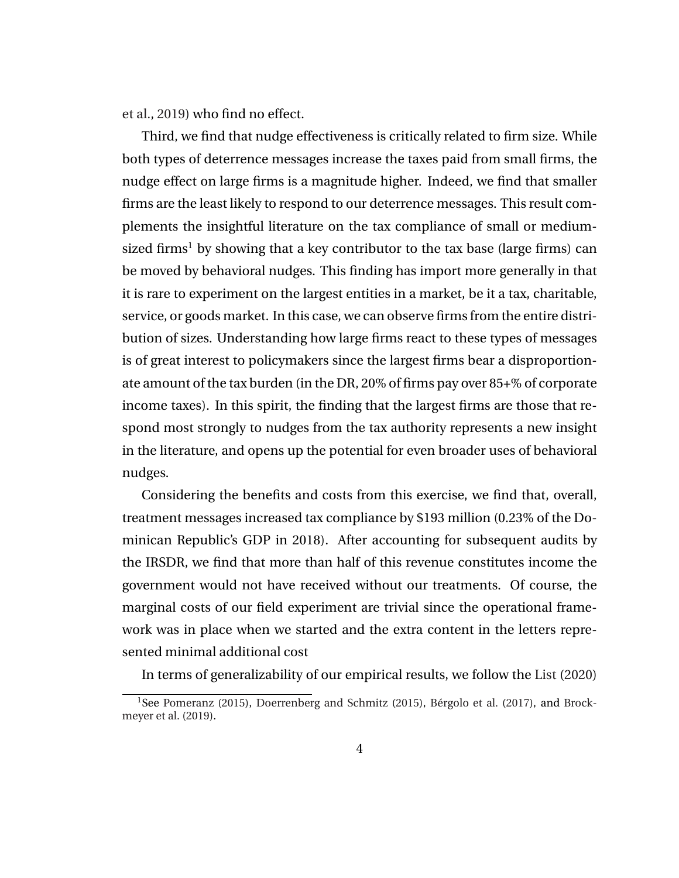et al., 2019) who find no effect.

Third, we find that nudge effectiveness is critically related to firm size. While both types of deterrence messages increase the taxes paid from small firms, the nudge effect on large firms is a magnitude higher. Indeed, we find that smaller firms are the least likely to respond to our deterrence messages. This result complements the insightful literature on the tax compliance of small or medium-sized firms[1] by showing that a key contributor to the tax base (large firms) can be moved by behavioral nudges. This finding has import more generally in that it is rare to experiment on the largest entities in a market, be it a tax, charitable, service, or goods market. In this case, we can observe firms from the entire distribution of sizes. Understanding how large firms react to these types of messages is of great interest to policymakers since the largest firms bear a disproportionate amount of the tax burden (in the DR, 20% of firms pay over 85+% of corporate income taxes). In this spirit, the finding that the largest firms are those that respond most strongly to nudges from the tax authority represents a new insight in the literature, and opens up the potential for even broader uses of behavioral nudges.

Considering the benefits and costs from this exercise, we find that, overall, treatment messages increased tax compliance by $193 million (0.23% of the Dominican Republic's GDP in 2018). After accounting for subsequent audits by the IRSDR, we find that more than half of this revenue constitutes income the government would not have received without our treatments. Of course, the marginal costs of our field experiment are trivial since the operational framework was in place when we started and the extra content in the letters represented minimal additional cost

In terms of generalizability of our empirical results, we follow the List (2020)

[1] See Pomeranz (2015), Doerrenberg and Schmitz (2015), Bérgolo et al. (2017), and Brockmeyer et al. (2019).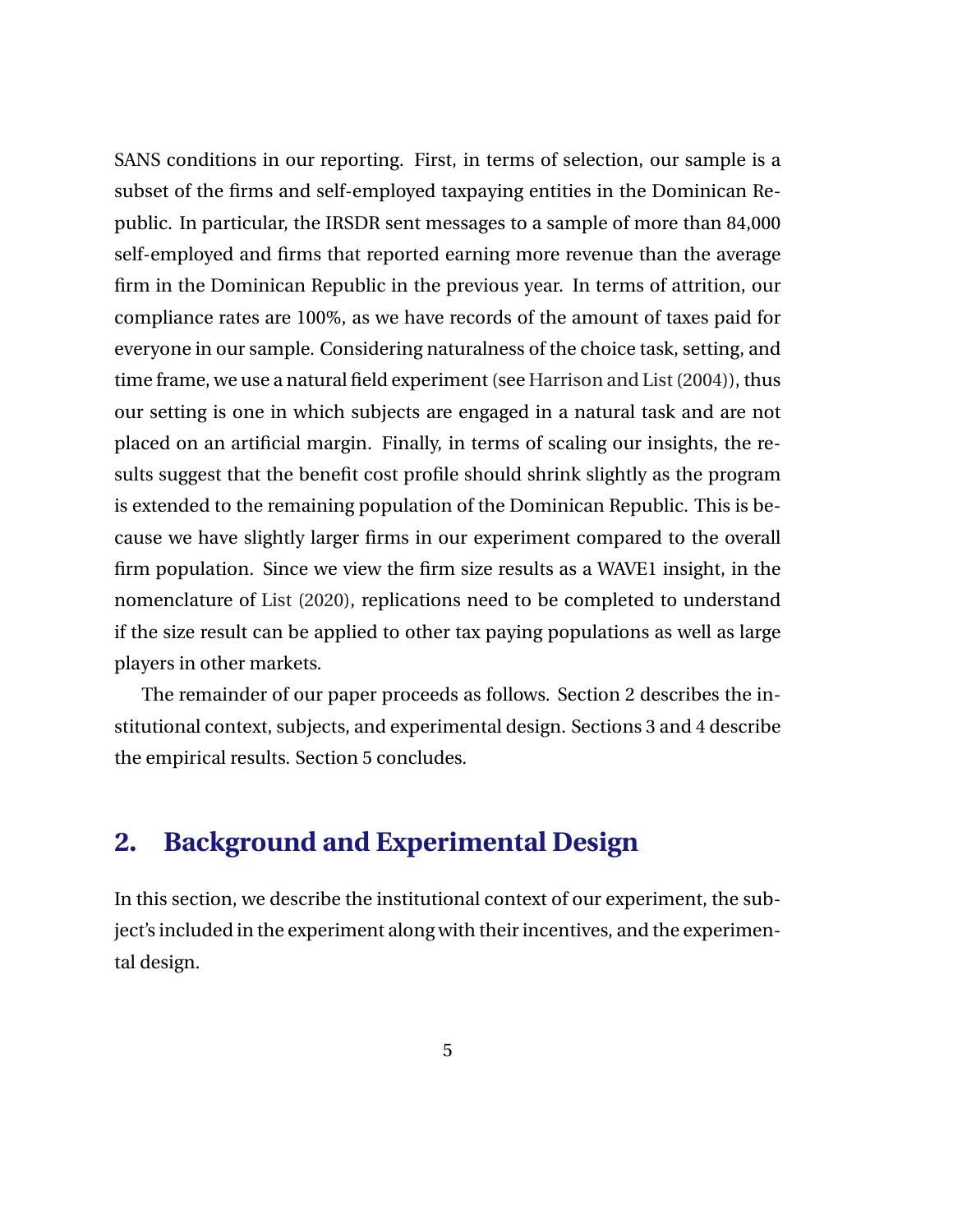SANS conditions in our reporting. First, in terms of selection, our sample is a subset of the firms and self-employed taxpaying entities in the Dominican Republic. In particular, the IRSDR sent messages to a sample of more than 84,000 self-employed and firms that reported earning more revenue than the average firm in the Dominican Republic in the previous year. In terms of attrition, our compliance rates are 100%, as we have records of the amount of taxes paid for everyone in our sample. Considering naturalness of the choice task, setting, and time frame, we use a natural field experiment (see Harrison and List (2004)), thus our setting is one in which subjects are engaged in a natural task and are not placed on an artificial margin. Finally, in terms of scaling our insights, the results suggest that the benefit cost profile should shrink slightly as the program is extended to the remaining population of the Dominican Republic. This is because we have slightly larger firms in our experiment compared to the overall firm population. Since we view the firm size results as a WAVE1 insight, in the nomenclature of List (2020), replications need to be completed to understand if the size result can be applied to other tax paying populations as well as large players in other markets.

The remainder of our paper proceeds as follows. Section 2 describes the institutional context, subjects, and experimental design. Sections 3 and 4 describe the empirical results. Section 5 concludes.

## 2. Background and Experimental Design

In this section, we describe the institutional context of our experiment, the subject's included in the experiment along with their incentives, and the experimental design.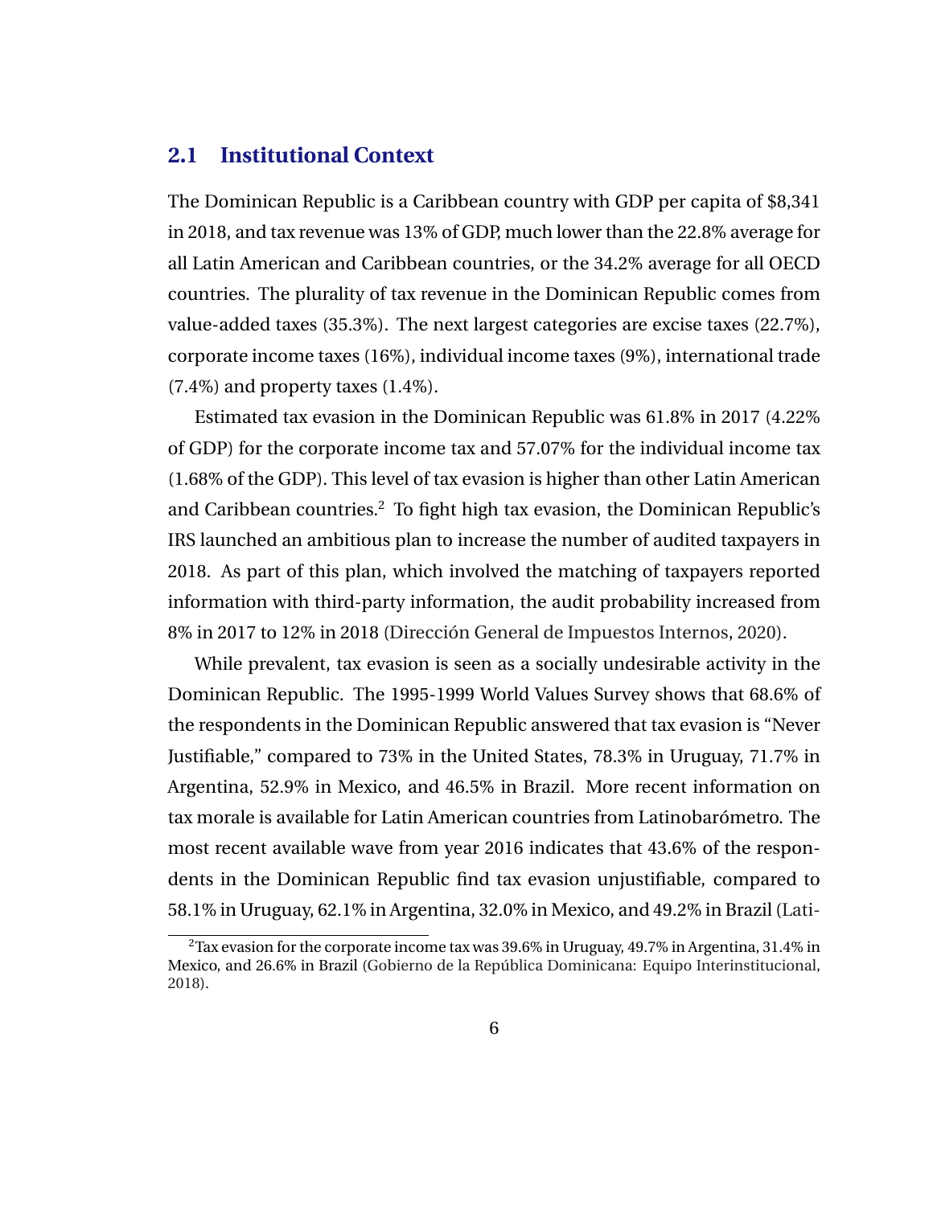## 2.1 Institutional Context

The Dominican Republic is a Caribbean country with GDP per capita of $8,341 in 2018, and tax revenue was 13% of GDP, much lower than the 22.8% average for all Latin American and Caribbean countries, or the 34.2% average for all OECD countries. The plurality of tax revenue in the Dominican Republic comes from value-added taxes (35.3%). The next largest categories are excise taxes (22.7%), corporate income taxes (16%), individual income taxes (9%), international trade (7.4%) and property taxes (1.4%).

Estimated tax evasion in the Dominican Republic was 61.8% in 2017 (4.22% of GDP) for the corporate income tax and 57.07% for the individual income tax (1.68% of the GDP). This level of tax evasion is higher than other Latin American and Caribbean countries.[2] To fight high tax evasion, the Dominican Republic's IRS launched an ambitious plan to increase the number of audited taxpayers in 2018. As part of this plan, which involved the matching of taxpayers reported information with third-party information, the audit probability increased from 8% in 2017 to 12% in 2018 (Dirección General de Impuestos Internos, 2020).

While prevalent, tax evasion is seen as a socially undesirable activity in the Dominican Republic. The 1995-1999 World Values Survey shows that 68.6% of the respondents in the Dominican Republic answered that tax evasion is "Never Justifiable," compared to 73% in the United States, 78.3% in Uruguay, 71.7% in Argentina, 52.9% in Mexico, and 46.5% in Brazil. More recent information on tax morale is available for Latin American countries from Latinobarómetro. The most recent available wave from year 2016 indicates that 43.6% of the respondents in the Dominican Republic find tax evasion unjustifiable, compared to 58.1% in Uruguay, 62.1% in Argentina, 32.0% in Mexico, and 49.2% in Brazil (Lati-

[2] Tax evasion for the corporate income tax was 39.6% in Uruguay, 49.7% in Argentina, 31.4% in Mexico, and 26.6% in Brazil (Gobierno de la República Dominicana: Equipo Interinstitucional, 2018).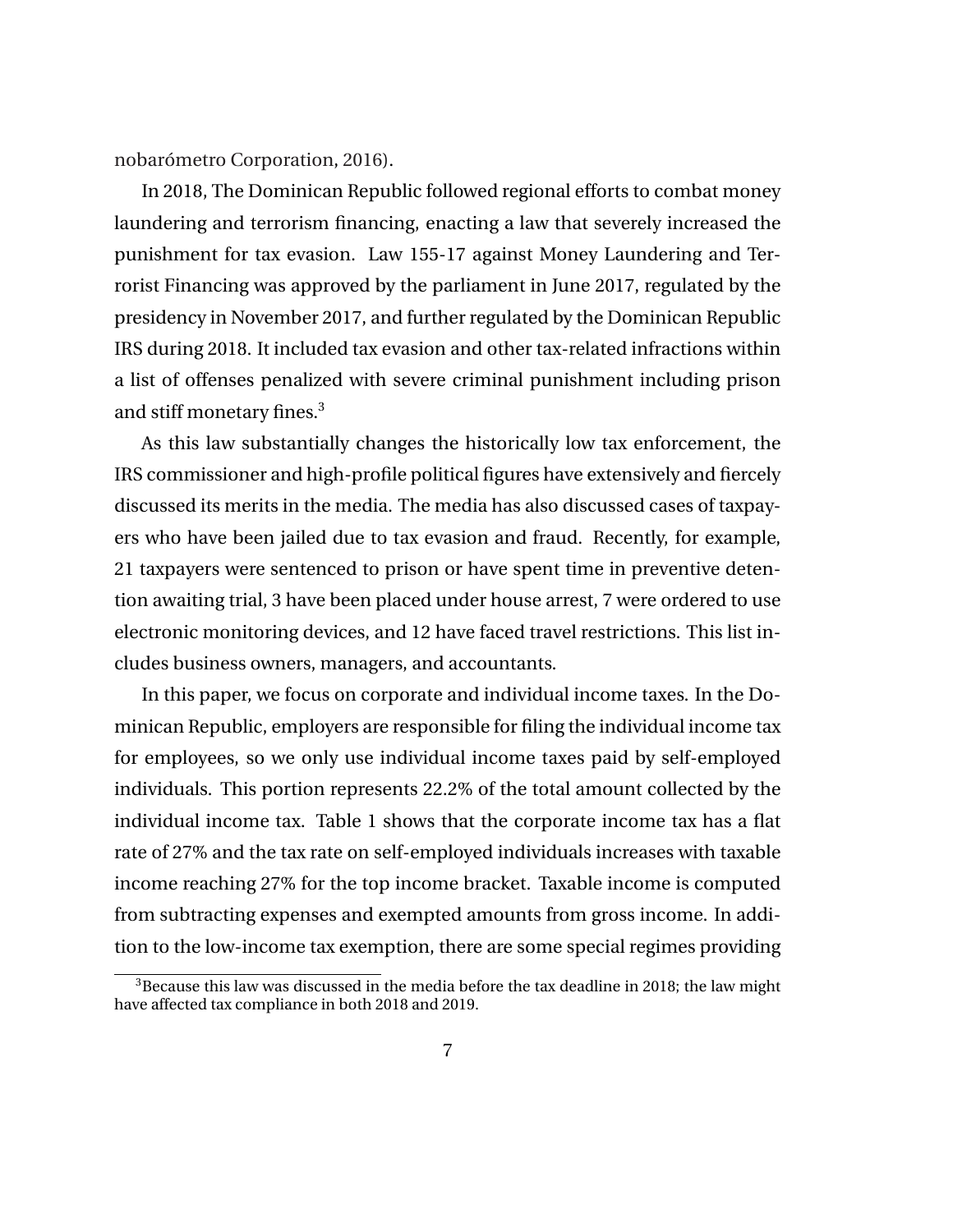nobarómetro Corporation, 2016).

In 2018, The Dominican Republic followed regional efforts to combat money laundering and terrorism financing, enacting a law that severely increased the punishment for tax evasion. Law 155-17 against Money Laundering and Terrorist Financing was approved by the parliament in June 2017, regulated by the presidency in November 2017, and further regulated by the Dominican Republic IRS during 2018. It included tax evasion and other tax-related infractions within a list of offenses penalized with severe criminal punishment including prison and stiff monetary fines.[3]

As this law substantially changes the historically low tax enforcement, the IRS commissioner and high-profile political figures have extensively and fiercely discussed its merits in the media. The media has also discussed cases of taxpayers who have been jailed due to tax evasion and fraud. Recently, for example, 21 taxpayers were sentenced to prison or have spent time in preventive detention awaiting trial, 3 have been placed under house arrest, 7 were ordered to use electronic monitoring devices, and 12 have faced travel restrictions. This list includes business owners, managers, and accountants.

In this paper, we focus on corporate and individual income taxes. In the Dominican Republic, employers are responsible for filing the individual income tax for employees, so we only use individual income taxes paid by self-employed individuals. This portion represents 22.2% of the total amount collected by the individual income tax. Table 1 shows that the corporate income tax has a flat rate of 27% and the tax rate on self-employed individuals increases with taxable income reaching 27% for the top income bracket. Taxable income is computed from subtracting expenses and exempted amounts from gross income. In addition to the low-income tax exemption, there are some special regimes providing

[3]Because this law was discussed in the media before the tax deadline in 2018; the law might have affected tax compliance in both 2018 and 2019.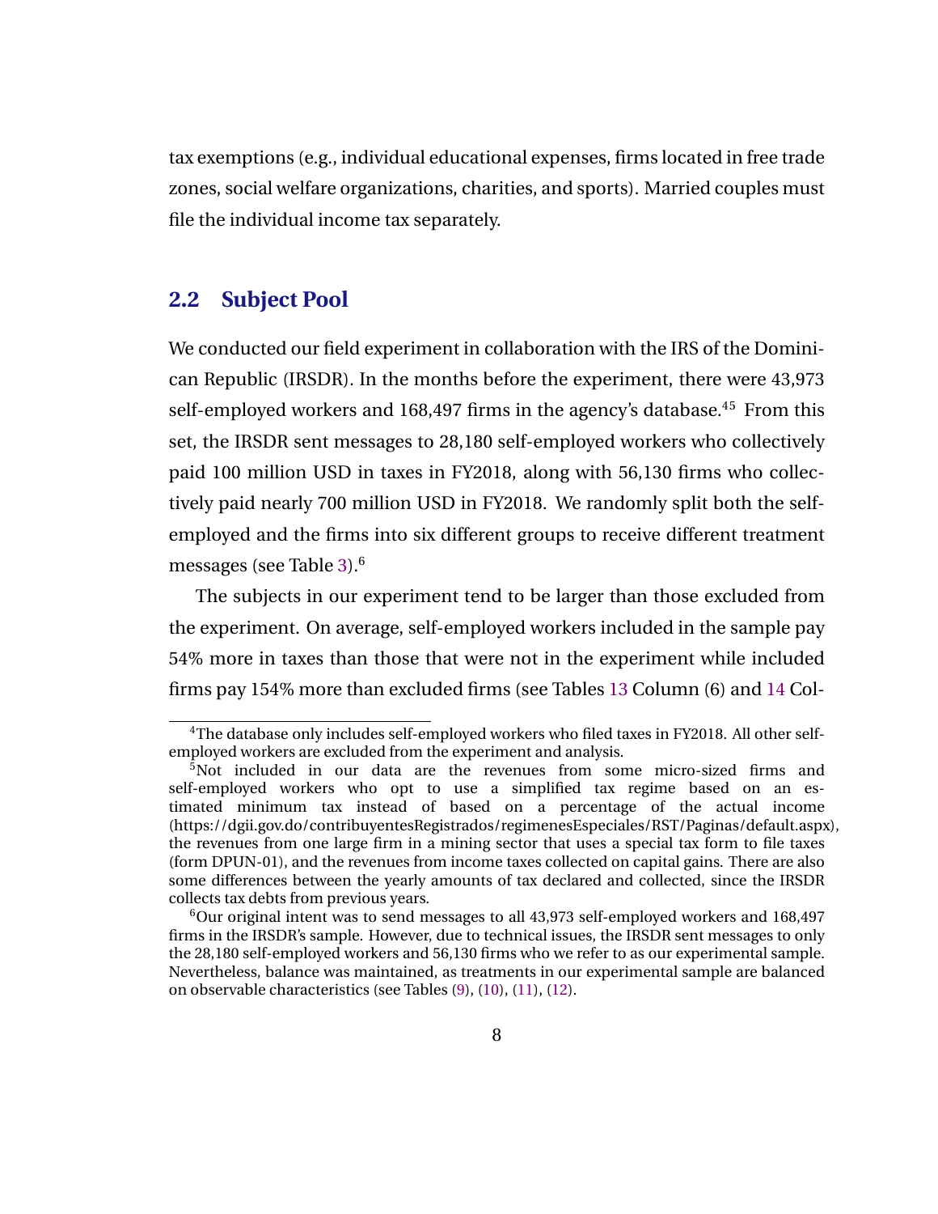tax exemptions (e.g., individual educational expenses, firms located in free trade zones, social welfare organizations, charities, and sports). Married couples must file the individual income tax separately.

## 2.2 Subject Pool

We conducted our field experiment in collaboration with the IRS of the Dominican Republic (IRSDR). In the months before the experiment, there were 43,973 self-employed workers and 168,497 firms in the agency's database.[4][5] From this set, the IRSDR sent messages to 28,180 self-employed workers who collectively paid 100 million USD in taxes in FY2018, along with 56,130 firms who collectively paid nearly 700 million USD in FY2018. We randomly split both the self-employed and the firms into six different groups to receive different treatment messages (see Table 3).[6]

The subjects in our experiment tend to be larger than those excluded from the experiment. On average, self-employed workers included in the sample pay 54% more in taxes than those that were not in the experiment while included firms pay 154% more than excluded firms (see Tables 13 Column (6) and 14 Col-

[4]The database only includes self-employed workers who filed taxes in FY2018. All other self-employed workers are excluded from the experiment and analysis.

[5]Not included in our data are the revenues from some micro-sized firms and self-employed workers who opt to use a simplified tax regime based on an estimated minimum tax instead of based on a percentage of the actual income (https://dgii.gov.do/contribuyentesRegistrados/regimenesEspeciales/RST/Paginas/default.aspx), the revenues from one large firm in a mining sector that uses a special tax form to file taxes (form DPUN-01), and the revenues from income taxes collected on capital gains. There are also some differences between the yearly amounts of tax declared and collected, since the IRSDR collects tax debts from previous years.

[6]Our original intent was to send messages to all 43,973 self-employed workers and 168,497 firms in the IRSDR's sample. However, due to technical issues, the IRSDR sent messages to only the 28,180 self-employed workers and 56,130 firms who we refer to as our experimental sample. Nevertheless, balance was maintained, as treatments in our experimental sample are balanced on observable characteristics (see Tables (9), (10), (11), (12).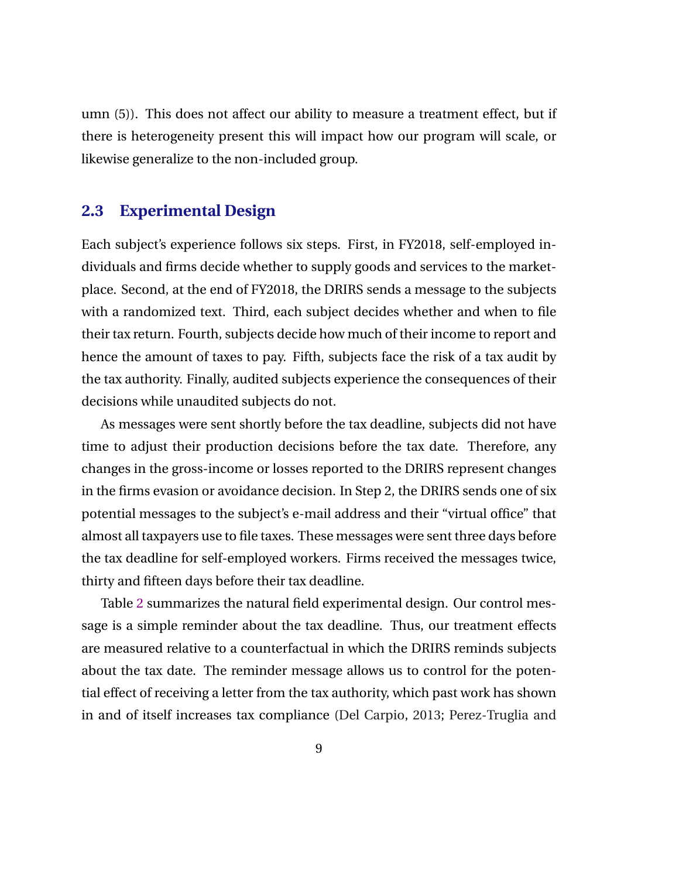umn (5)). This does not affect our ability to measure a treatment effect, but if there is heterogeneity present this will impact how our program will scale, or likewise generalize to the non-included group.

## 2.3 Experimental Design

Each subject's experience follows six steps. First, in FY2018, self-employed individuals and firms decide whether to supply goods and services to the marketplace. Second, at the end of FY2018, the DRIRS sends a message to the subjects with a randomized text. Third, each subject decides whether and when to file their tax return. Fourth, subjects decide how much of their income to report and hence the amount of taxes to pay. Fifth, subjects face the risk of a tax audit by the tax authority. Finally, audited subjects experience the consequences of their decisions while unaudited subjects do not.

As messages were sent shortly before the tax deadline, subjects did not have time to adjust their production decisions before the tax date. Therefore, any changes in the gross-income or losses reported to the DRIRS represent changes in the firms evasion or avoidance decision. In Step 2, the DRIRS sends one of six potential messages to the subject's e-mail address and their "virtual office" that almost all taxpayers use to file taxes. These messages were sent three days before the tax deadline for self-employed workers. Firms received the messages twice, thirty and fifteen days before their tax deadline.

Table 2 summarizes the natural field experimental design. Our control message is a simple reminder about the tax deadline. Thus, our treatment effects are measured relative to a counterfactual in which the DRIRS reminds subjects about the tax date. The reminder message allows us to control for the potential effect of receiving a letter from the tax authority, which past work has shown in and of itself increases tax compliance (Del Carpio, 2013; Perez-Truglia and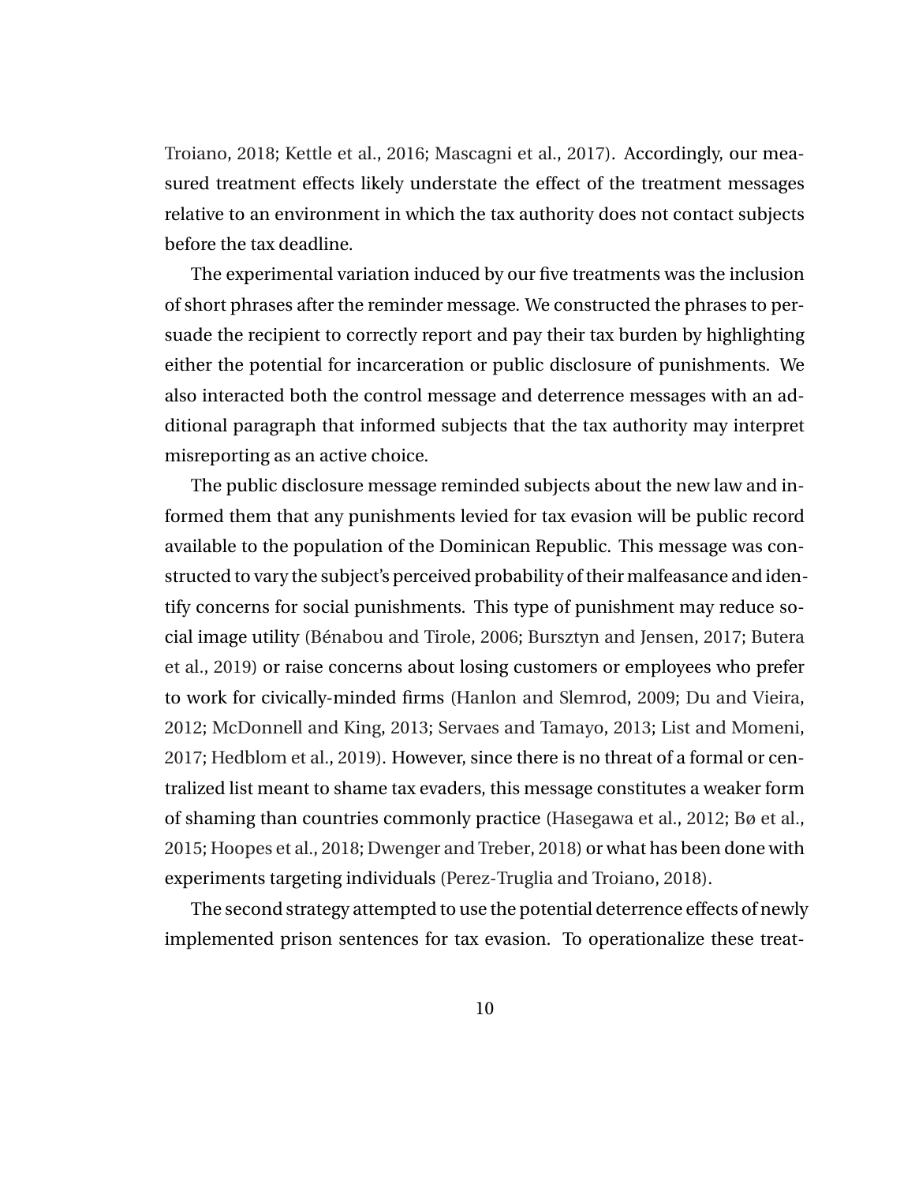Troiano, 2018; Kettle et al., 2016; Mascagni et al., 2017). Accordingly, our measured treatment effects likely understate the effect of the treatment messages relative to an environment in which the tax authority does not contact subjects before the tax deadline.

The experimental variation induced by our five treatments was the inclusion of short phrases after the reminder message. We constructed the phrases to persuade the recipient to correctly report and pay their tax burden by highlighting either the potential for incarceration or public disclosure of punishments. We also interacted both the control message and deterrence messages with an additional paragraph that informed subjects that the tax authority may interpret misreporting as an active choice.

The public disclosure message reminded subjects about the new law and informed them that any punishments levied for tax evasion will be public record available to the population of the Dominican Republic. This message was constructed to vary the subject's perceived probability of their malfeasance and identify concerns for social punishments. This type of punishment may reduce social image utility (Bénabou and Tirole, 2006; Bursztyn and Jensen, 2017; Butera et al., 2019) or raise concerns about losing customers or employees who prefer to work for civically-minded firms (Hanlon and Slemrod, 2009; Du and Vieira, 2012; McDonnell and King, 2013; Servaes and Tamayo, 2013; List and Momeni, 2017; Hedblom et al., 2019). However, since there is no threat of a formal or centralized list meant to shame tax evaders, this message constitutes a weaker form of shaming than countries commonly practice (Hasegawa et al., 2012; Bø et al., 2015; Hoopes et al., 2018; Dwenger and Treber, 2018) or what has been done with experiments targeting individuals (Perez-Truglia and Troiano, 2018).

The second strategy attempted to use the potential deterrence effects of newly implemented prison sentences for tax evasion. To operationalize these treat-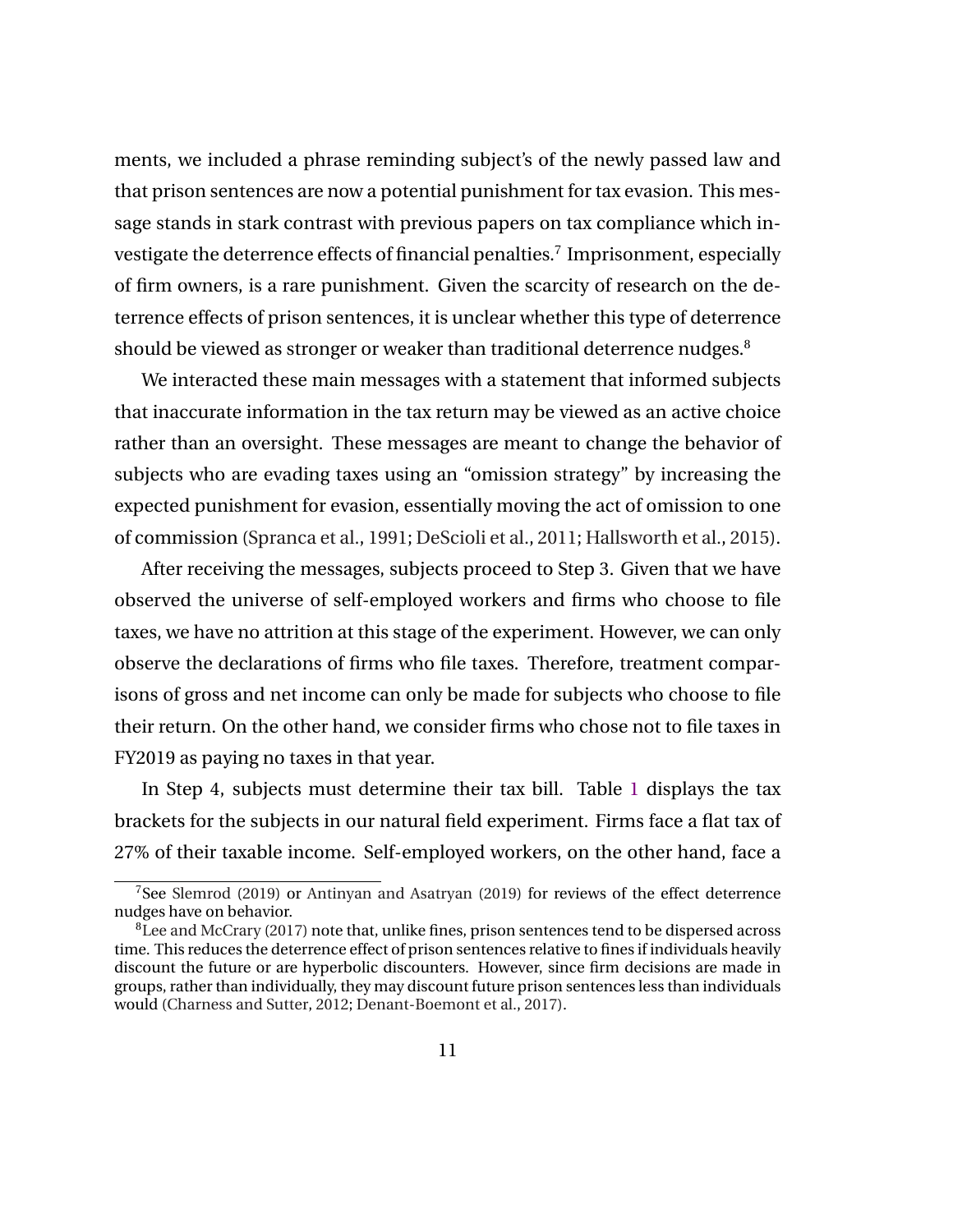ments, we included a phrase reminding subject's of the newly passed law and that prison sentences are now a potential punishment for tax evasion. This message stands in stark contrast with previous papers on tax compliance which investigate the deterrence effects of financial penalties.[7] Imprisonment, especially of firm owners, is a rare punishment. Given the scarcity of research on the deterrence effects of prison sentences, it is unclear whether this type of deterrence should be viewed as stronger or weaker than traditional deterrence nudges.[8]

We interacted these main messages with a statement that informed subjects that inaccurate information in the tax return may be viewed as an active choice rather than an oversight. These messages are meant to change the behavior of subjects who are evading taxes using an "omission strategy" by increasing the expected punishment for evasion, essentially moving the act of omission to one of commission (Spranca et al., 1991; DeScioli et al., 2011; Hallsworth et al., 2015).

After receiving the messages, subjects proceed to Step 3. Given that we have observed the universe of self-employed workers and firms who choose to file taxes, we have no attrition at this stage of the experiment. However, we can only observe the declarations of firms who file taxes. Therefore, treatment comparisons of gross and net income can only be made for subjects who choose to file their return. On the other hand, we consider firms who chose not to file taxes in FY2019 as paying no taxes in that year.

In Step 4, subjects must determine their tax bill. Table 1 displays the tax brackets for the subjects in our natural field experiment. Firms face a flat tax of 27% of their taxable income. Self-employed workers, on the other hand, face a

[7] See Slemrod (2019) or Antinyan and Asatryan (2019) for reviews of the effect deterrence nudges have on behavior.

[8] Lee and McCrary (2017) note that, unlike fines, prison sentences tend to be dispersed across time. This reduces the deterrence effect of prison sentences relative to fines if individuals heavily discount the future or are hyperbolic discounters. However, since firm decisions are made in groups, rather than individually, they may discount future prison sentences less than individuals would (Charness and Sutter, 2012; Denant-Boemont et al., 2017).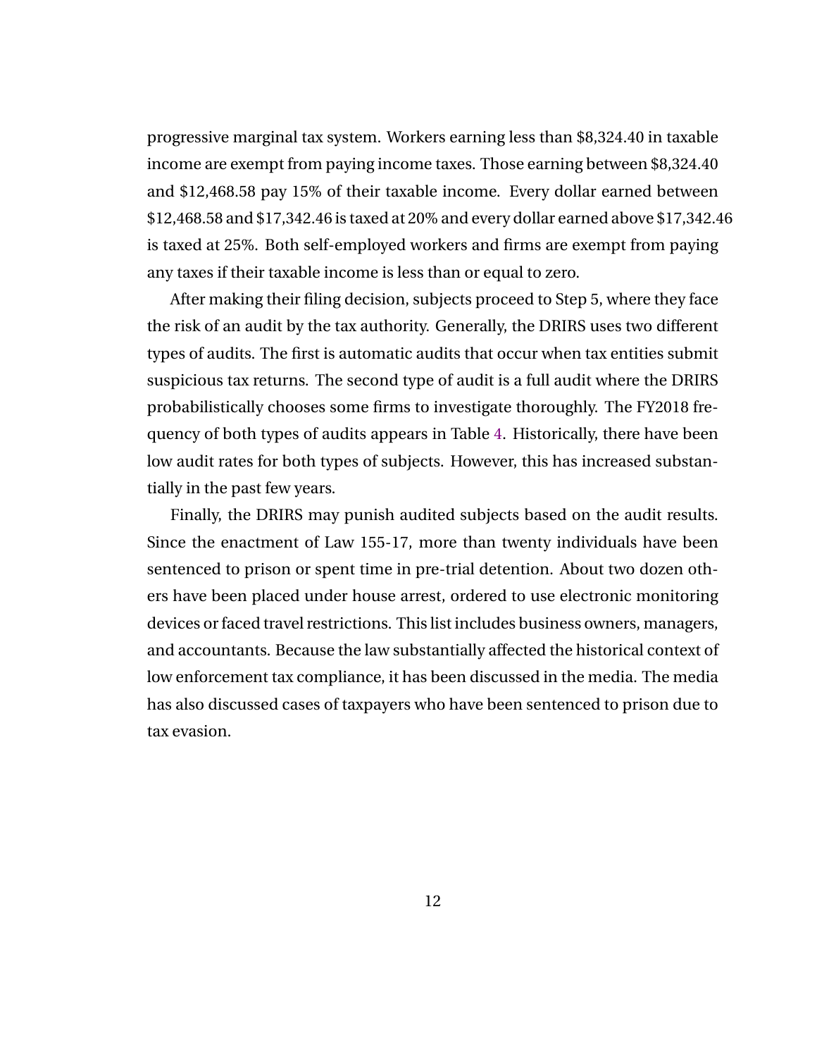progressive marginal tax system. Workers earning less than $8,324.40 in taxable income are exempt from paying income taxes. Those earning between $8,324.40 and $12,468.58 pay 15% of their taxable income. Every dollar earned between $12,468.58 and $17,342.46 is taxed at 20% and every dollar earned above $17,342.46 is taxed at 25%. Both self-employed workers and firms are exempt from paying any taxes if their taxable income is less than or equal to zero.

After making their filing decision, subjects proceed to Step 5, where they face the risk of an audit by the tax authority. Generally, the DRIRS uses two different types of audits. The first is automatic audits that occur when tax entities submit suspicious tax returns. The second type of audit is a full audit where the DRIRS probabilistically chooses some firms to investigate thoroughly. The FY2018 frequency of both types of audits appears in Table 4. Historically, there have been low audit rates for both types of subjects. However, this has increased substantially in the past few years.

Finally, the DRIRS may punish audited subjects based on the audit results. Since the enactment of Law 155-17, more than twenty individuals have been sentenced to prison or spent time in pre-trial detention. About two dozen others have been placed under house arrest, ordered to use electronic monitoring devices or faced travel restrictions. This list includes business owners, managers, and accountants. Because the law substantially affected the historical context of low enforcement tax compliance, it has been discussed in the media. The media has also discussed cases of taxpayers who have been sentenced to prison due to tax evasion.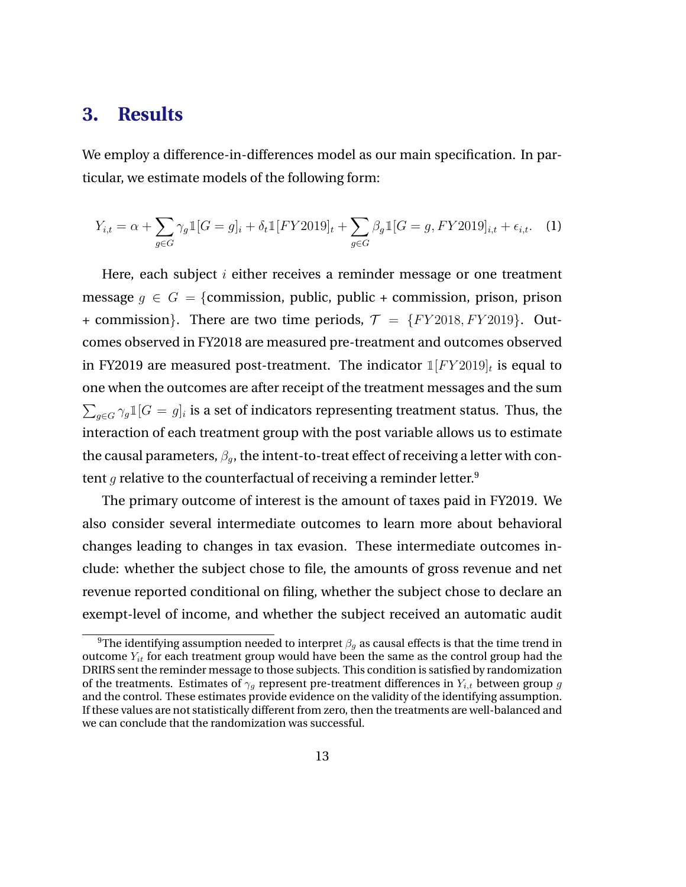## 3. Results

We employ a difference-in-differences model as our main specification. In particular, we estimate models of the following form:

$$Y_{i,t} = \alpha + \sum_{g \in G} \gamma_g \mathbb{1}[G = g]_i + \delta_t \mathbb{1}[FY2019]_t + \sum_{g \in G} \beta_g \mathbb{1}[G = g, FY2019]_{i,t} + \epsilon_{i,t}. \quad (1)$$

Here, each subject $i$ either receives a reminder message or one treatment message $g \in G = \{$commission, public, public + commission, prison, prison + commission$\}$. There are two time periods, $\mathcal{T} = \{FY2018, FY2019\}$. Outcomes observed in FY2018 are measured pre-treatment and outcomes observed in FY2019 are measured post-treatment. The indicator $\mathbb{1}[FY2019]_t$ is equal to one when the outcomes are after receipt of the treatment messages and the sum $\sum_{g \in G} \gamma_g \mathbb{1}[G = g]_i$ is a set of indicators representing treatment status. Thus, the interaction of each treatment group with the post variable allows us to estimate the causal parameters, $\beta_g$, the intent-to-treat effect of receiving a letter with content $g$ relative to the counterfactual of receiving a reminder letter.[9]

The primary outcome of interest is the amount of taxes paid in FY2019. We also consider several intermediate outcomes to learn more about behavioral changes leading to changes in tax evasion. These intermediate outcomes include: whether the subject chose to file, the amounts of gross revenue and net revenue reported conditional on filing, whether the subject chose to declare an exempt-level of income, and whether the subject received an automatic audit

[9] The identifying assumption needed to interpret $\beta_g$ as causal effects is that the time trend in outcome $Y_{it}$ for each treatment group would have been the same as the control group had the DRIRS sent the reminder message to those subjects. This condition is satisfied by randomization of the treatments. Estimates of $\gamma_g$ represent pre-treatment differences in $Y_{i,t}$ between group $g$ and the control. These estimates provide evidence on the validity of the identifying assumption. If these values are not statistically different from zero, then the treatments are well-balanced and we can conclude that the randomization was successful.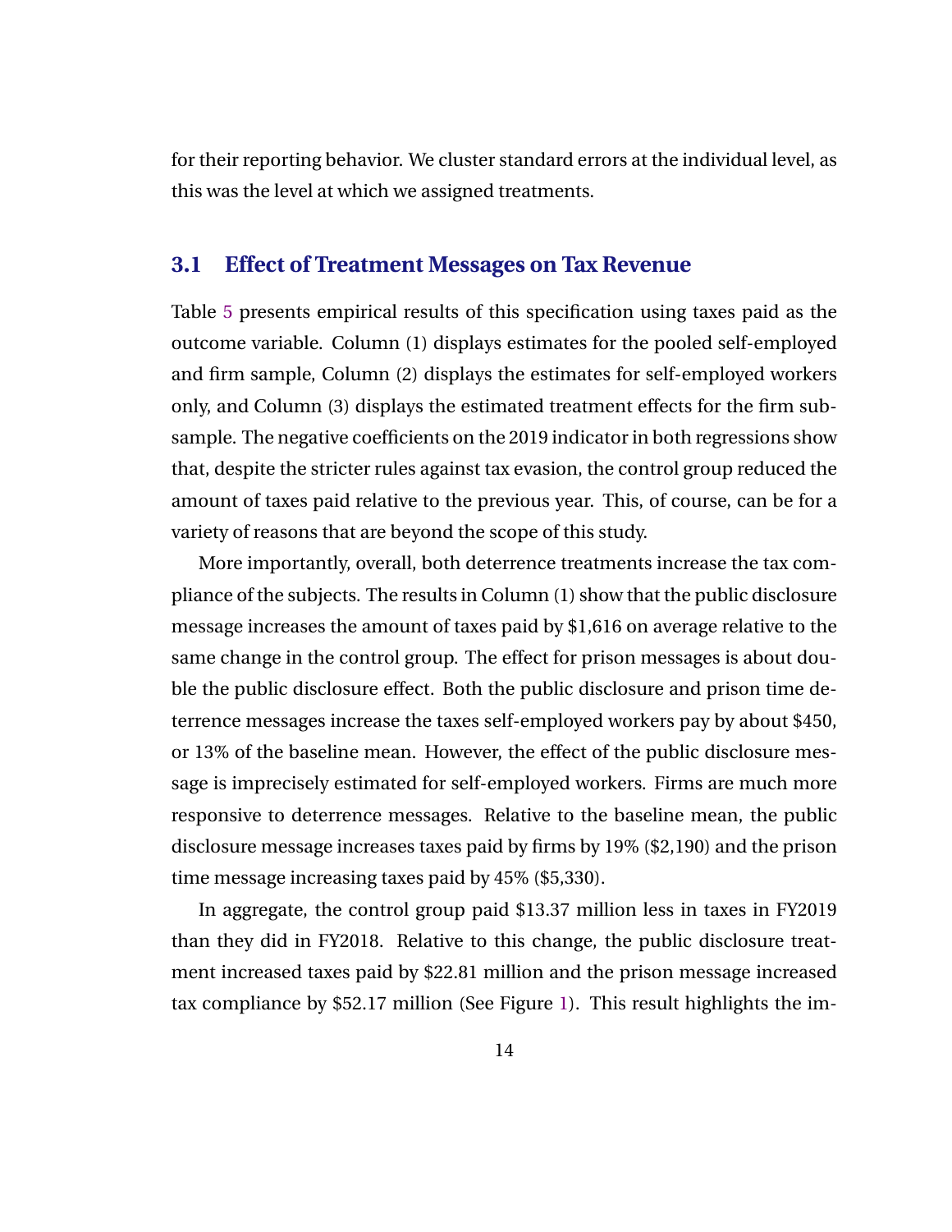for their reporting behavior. We cluster standard errors at the individual level, as this was the level at which we assigned treatments.

## 3.1 Effect of Treatment Messages on Tax Revenue

Table 5 presents empirical results of this specification using taxes paid as the outcome variable. Column (1) displays estimates for the pooled self-employed and firm sample, Column (2) displays the estimates for self-employed workers only, and Column (3) displays the estimated treatment effects for the firm subsample. The negative coefficients on the 2019 indicator in both regressions show that, despite the stricter rules against tax evasion, the control group reduced the amount of taxes paid relative to the previous year. This, of course, can be for a variety of reasons that are beyond the scope of this study.

More importantly, overall, both deterrence treatments increase the tax compliance of the subjects. The results in Column (1) show that the public disclosure message increases the amount of taxes paid by $1,616 on average relative to the same change in the control group. The effect for prison messages is about double the public disclosure effect. Both the public disclosure and prison time deterrence messages increase the taxes self-employed workers pay by about $450, or 13% of the baseline mean. However, the effect of the public disclosure message is imprecisely estimated for self-employed workers. Firms are much more responsive to deterrence messages. Relative to the baseline mean, the public disclosure message increases taxes paid by firms by 19% ($2,190) and the prison time message increasing taxes paid by 45% ($5,330).

In aggregate, the control group paid $13.37 million less in taxes in FY2019 than they did in FY2018. Relative to this change, the public disclosure treatment increased taxes paid by $22.81 million and the prison message increased tax compliance by $52.17 million (See Figure 1). This result highlights the im-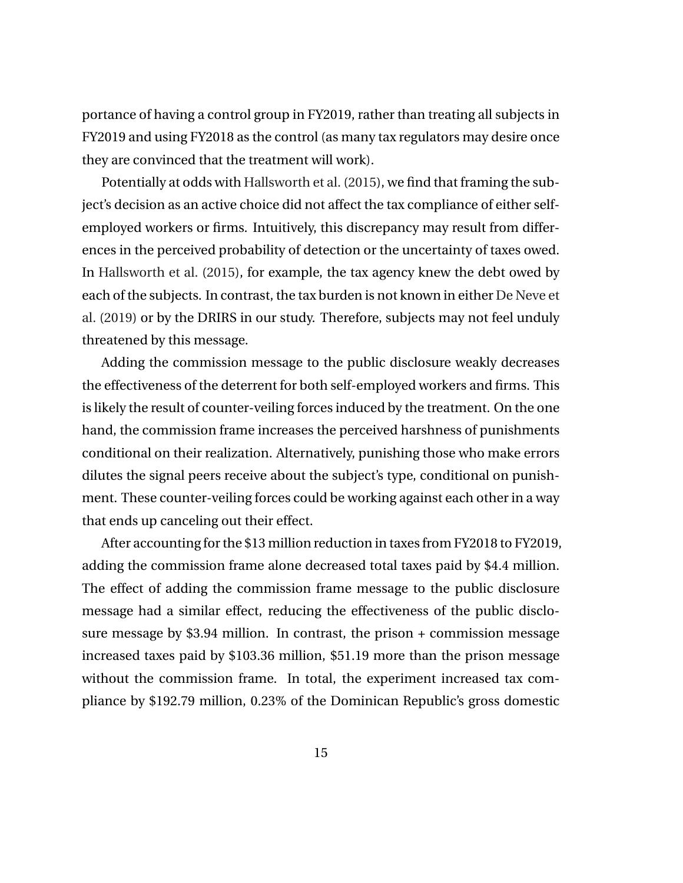portance of having a control group in FY2019, rather than treating all subjects in FY2019 and using FY2018 as the control (as many tax regulators may desire once they are convinced that the treatment will work).

Potentially at odds with Hallsworth et al. (2015), we find that framing the subject's decision as an active choice did not affect the tax compliance of either self-employed workers or firms. Intuitively, this discrepancy may result from differences in the perceived probability of detection or the uncertainty of taxes owed. In Hallsworth et al. (2015), for example, the tax agency knew the debt owed by each of the subjects. In contrast, the tax burden is not known in either De Neve et al. (2019) or by the DRIRS in our study. Therefore, subjects may not feel unduly threatened by this message.

Adding the commission message to the public disclosure weakly decreases the effectiveness of the deterrent for both self-employed workers and firms. This is likely the result of counter-veiling forces induced by the treatment. On the one hand, the commission frame increases the perceived harshness of punishments conditional on their realization. Alternatively, punishing those who make errors dilutes the signal peers receive about the subject's type, conditional on punishment. These counter-veiling forces could be working against each other in a way that ends up canceling out their effect.

After accounting for the $13 million reduction in taxes from FY2018 to FY2019, adding the commission frame alone decreased total taxes paid by $4.4 million. The effect of adding the commission frame message to the public disclosure message had a similar effect, reducing the effectiveness of the public disclosure message by $3.94 million. In contrast, the prison + commission message increased taxes paid by $103.36 million, $51.19 more than the prison message without the commission frame. In total, the experiment increased tax compliance by $192.79 million, 0.23% of the Dominican Republic's gross domestic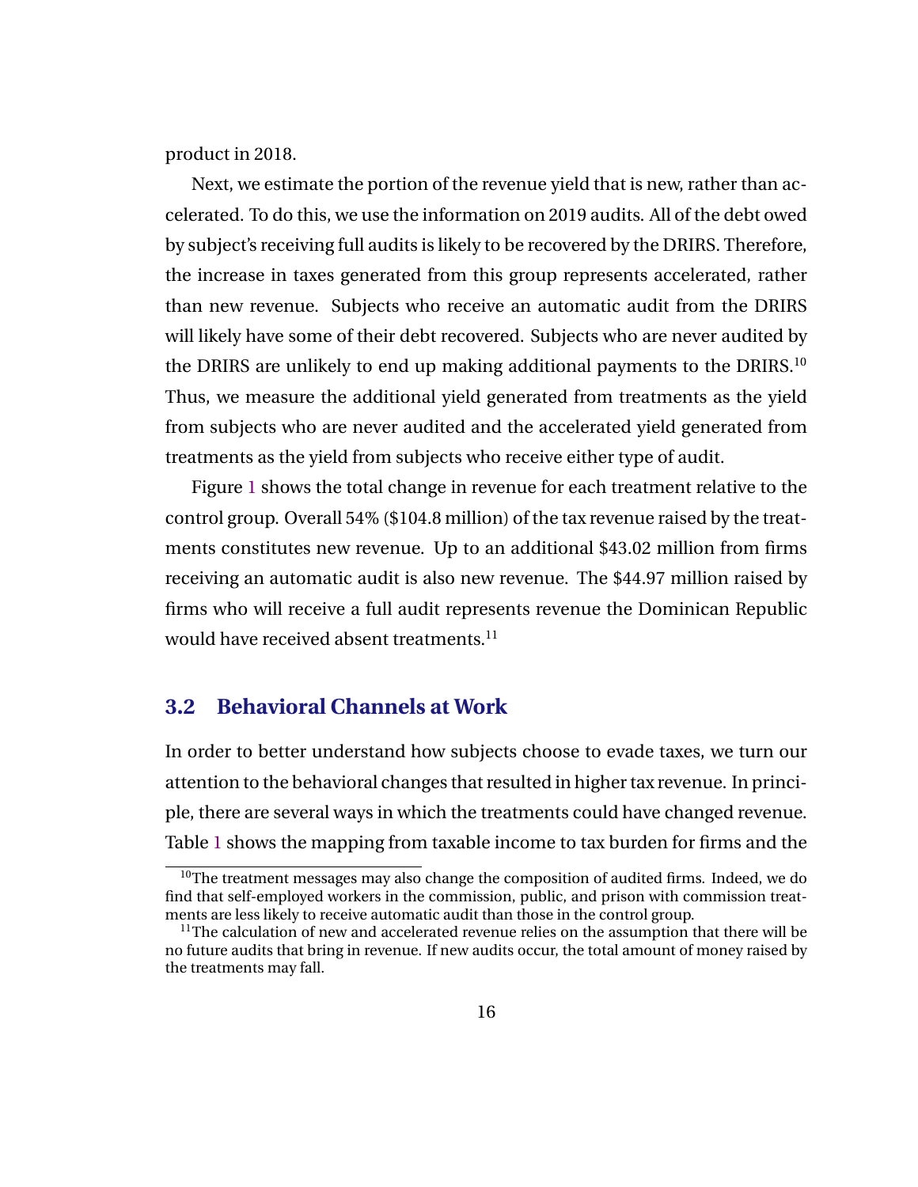product in 2018.

Next, we estimate the portion of the revenue yield that is new, rather than accelerated. To do this, we use the information on 2019 audits. All of the debt owed by subject's receiving full audits is likely to be recovered by the DRIRS. Therefore, the increase in taxes generated from this group represents accelerated, rather than new revenue. Subjects who receive an automatic audit from the DRIRS will likely have some of their debt recovered. Subjects who are never audited by the DRIRS are unlikely to end up making additional payments to the DRIRS.[10] Thus, we measure the additional yield generated from treatments as the yield from subjects who are never audited and the accelerated yield generated from treatments as the yield from subjects who receive either type of audit.

Figure 1 shows the total change in revenue for each treatment relative to the control group. Overall 54% ($104.8 million) of the tax revenue raised by the treatments constitutes new revenue. Up to an additional $43.02 million from firms receiving an automatic audit is also new revenue. The $44.97 million raised by firms who will receive a full audit represents revenue the Dominican Republic would have received absent treatments.[11]

## 3.2 Behavioral Channels at Work

In order to better understand how subjects choose to evade taxes, we turn our attention to the behavioral changes that resulted in higher tax revenue. In principle, there are several ways in which the treatments could have changed revenue. Table 1 shows the mapping from taxable income to tax burden for firms and the

[10]The treatment messages may also change the composition of audited firms. Indeed, we do find that self-employed workers in the commission, public, and prison with commission treatments are less likely to receive automatic audit than those in the control group.

[11]The calculation of new and accelerated revenue relies on the assumption that there will be no future audits that bring in revenue. If new audits occur, the total amount of money raised by the treatments may fall.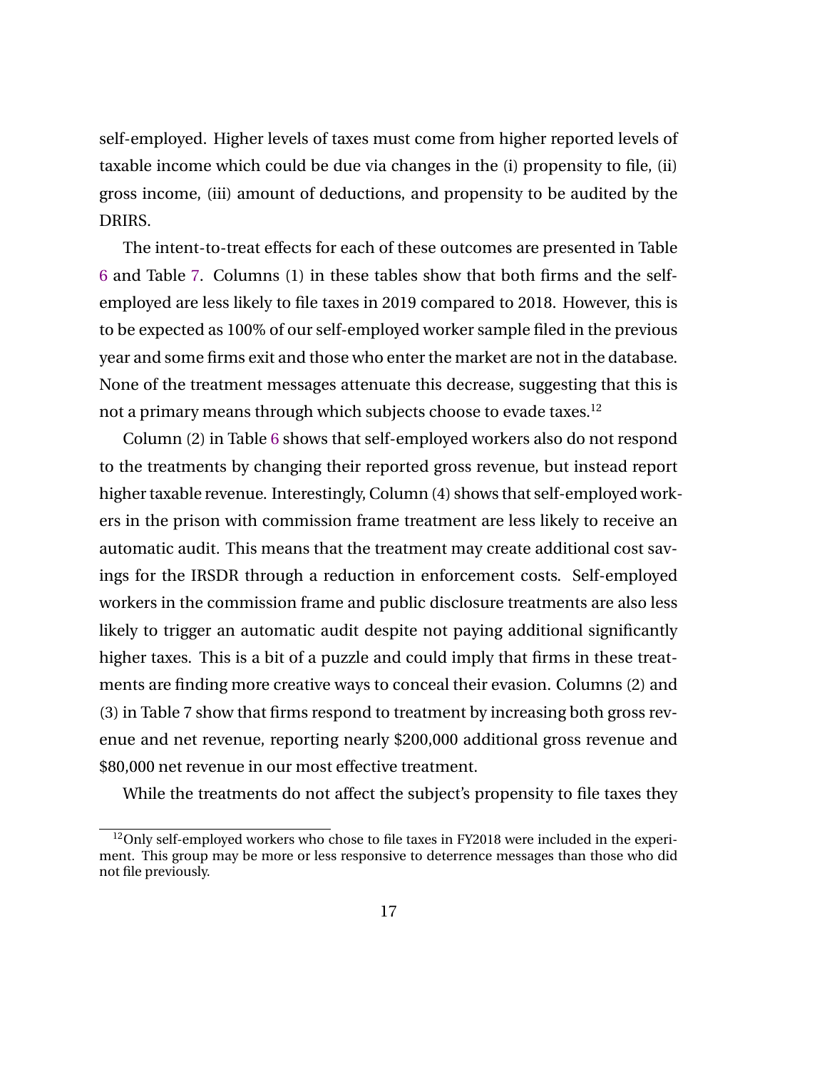self-employed. Higher levels of taxes must come from higher reported levels of taxable income which could be due via changes in the (i) propensity to file, (ii) gross income, (iii) amount of deductions, and propensity to be audited by the DRIRS.

The intent-to-treat effects for each of these outcomes are presented in Table 6 and Table 7. Columns (1) in these tables show that both firms and the self-employed are less likely to file taxes in 2019 compared to 2018. However, this is to be expected as 100% of our self-employed worker sample filed in the previous year and some firms exit and those who enter the market are not in the database. None of the treatment messages attenuate this decrease, suggesting that this is not a primary means through which subjects choose to evade taxes.[12]

Column (2) in Table 6 shows that self-employed workers also do not respond to the treatments by changing their reported gross revenue, but instead report higher taxable revenue. Interestingly, Column (4) shows that self-employed workers in the prison with commission frame treatment are less likely to receive an automatic audit. This means that the treatment may create additional cost savings for the IRSDR through a reduction in enforcement costs. Self-employed workers in the commission frame and public disclosure treatments are also less likely to trigger an automatic audit despite not paying additional significantly higher taxes. This is a bit of a puzzle and could imply that firms in these treatments are finding more creative ways to conceal their evasion. Columns (2) and (3) in Table 7 show that firms respond to treatment by increasing both gross revenue and net revenue, reporting nearly $200,000 additional gross revenue and $80,000 net revenue in our most effective treatment.

While the treatments do not affect the subject's propensity to file taxes they

[12]Only self-employed workers who chose to file taxes in FY2018 were included in the experiment. This group may be more or less responsive to deterrence messages than those who did not file previously.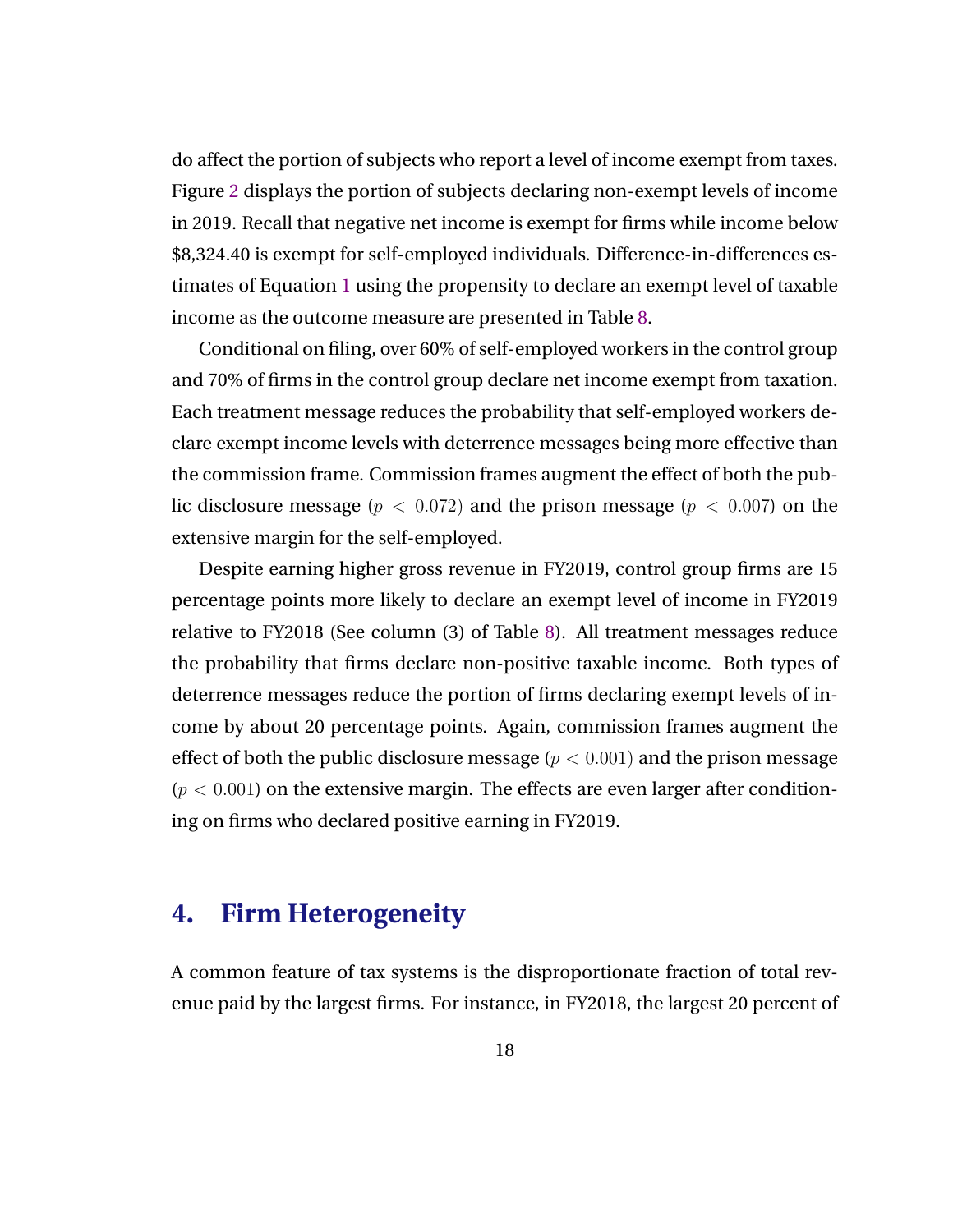do affect the portion of subjects who report a level of income exempt from taxes. Figure 2 displays the portion of subjects declaring non-exempt levels of income in 2019. Recall that negative net income is exempt for firms while income below $8,324.40 is exempt for self-employed individuals. Difference-in-differences estimates of Equation 1 using the propensity to declare an exempt level of taxable income as the outcome measure are presented in Table 8.

Conditional on filing, over 60% of self-employed workers in the control group and 70% of firms in the control group declare net income exempt from taxation. Each treatment message reduces the probability that self-employed workers declare exempt income levels with deterrence messages being more effective than the commission frame. Commission frames augment the effect of both the public disclosure message ($p < 0.072$) and the prison message ($p < 0.007$) on the extensive margin for the self-employed.

Despite earning higher gross revenue in FY2019, control group firms are 15 percentage points more likely to declare an exempt level of income in FY2019 relative to FY2018 (See column (3) of Table 8). All treatment messages reduce the probability that firms declare non-positive taxable income. Both types of deterrence messages reduce the portion of firms declaring exempt levels of income by about 20 percentage points. Again, commission frames augment the effect of both the public disclosure message ($p < 0.001$) and the prison message ($p < 0.001$) on the extensive margin. The effects are even larger after conditioning on firms who declared positive earning in FY2019.

## 4. Firm Heterogeneity

A common feature of tax systems is the disproportionate fraction of total revenue paid by the largest firms. For instance, in FY2018, the largest 20 percent of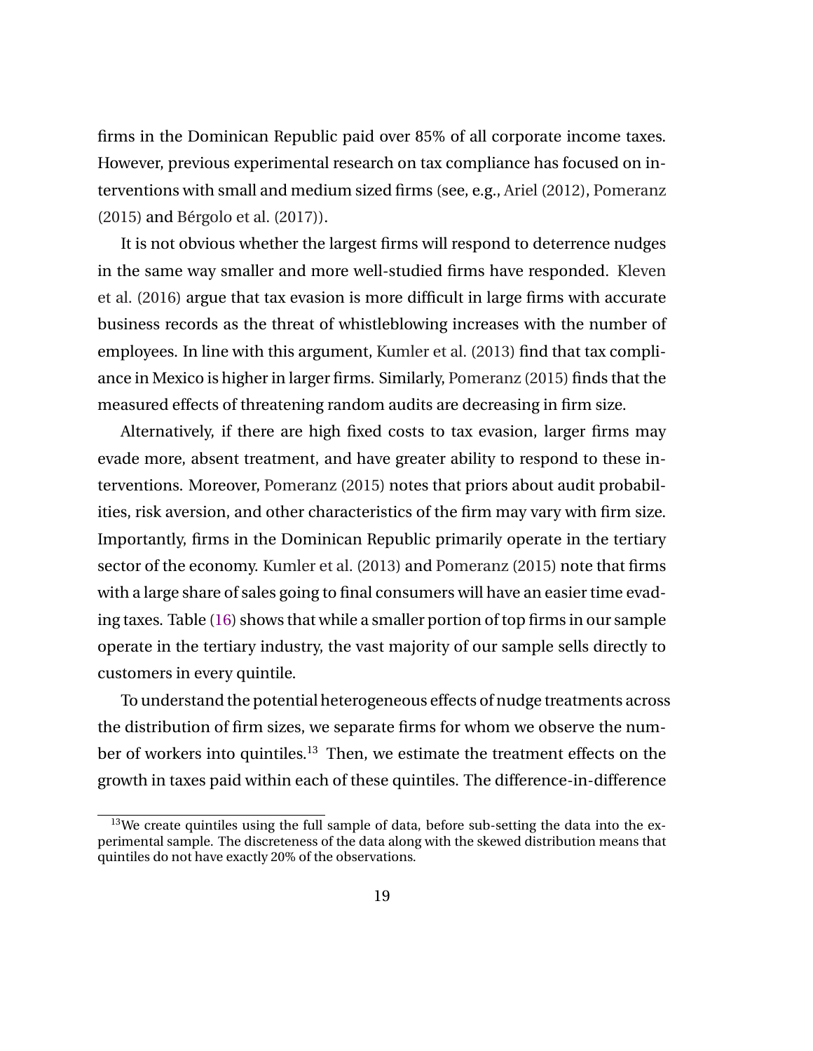firms in the Dominican Republic paid over 85% of all corporate income taxes. However, previous experimental research on tax compliance has focused on interventions with small and medium sized firms (see, e.g., Ariel (2012), Pomeranz (2015) and Bérgolo et al. (2017)).

It is not obvious whether the largest firms will respond to deterrence nudges in the same way smaller and more well-studied firms have responded. Kleven et al. (2016) argue that tax evasion is more difficult in large firms with accurate business records as the threat of whistleblowing increases with the number of employees. In line with this argument, Kumler et al. (2013) find that tax compliance in Mexico is higher in larger firms. Similarly, Pomeranz (2015) finds that the measured effects of threatening random audits are decreasing in firm size.

Alternatively, if there are high fixed costs to tax evasion, larger firms may evade more, absent treatment, and have greater ability to respond to these interventions. Moreover, Pomeranz (2015) notes that priors about audit probabilities, risk aversion, and other characteristics of the firm may vary with firm size. Importantly, firms in the Dominican Republic primarily operate in the tertiary sector of the economy. Kumler et al. (2013) and Pomeranz (2015) note that firms with a large share of sales going to final consumers will have an easier time evading taxes. Table (16) shows that while a smaller portion of top firms in our sample operate in the tertiary industry, the vast majority of our sample sells directly to customers in every quintile.

To understand the potential heterogeneous effects of nudge treatments across the distribution of firm sizes, we separate firms for whom we observe the number of workers into quintiles.[13] Then, we estimate the treatment effects on the growth in taxes paid within each of these quintiles. The difference-in-difference

[13] We create quintiles using the full sample of data, before sub-setting the data into the experimental sample. The discreteness of the data along with the skewed distribution means that quintiles do not have exactly 20% of the observations.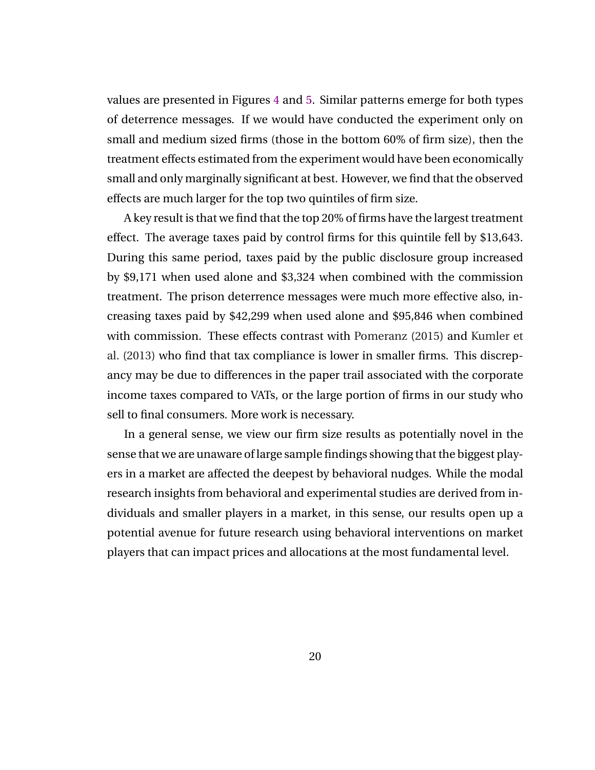values are presented in Figures 4 and 5. Similar patterns emerge for both types of deterrence messages. If we would have conducted the experiment only on small and medium sized firms (those in the bottom 60% of firm size), then the treatment effects estimated from the experiment would have been economically small and only marginally significant at best. However, we find that the observed effects are much larger for the top two quintiles of firm size.

A key result is that we find that the top 20% of firms have the largest treatment effect. The average taxes paid by control firms for this quintile fell by $13,643. During this same period, taxes paid by the public disclosure group increased by $9,171 when used alone and $3,324 when combined with the commission treatment. The prison deterrence messages were much more effective also, increasing taxes paid by $42,299 when used alone and $95,846 when combined with commission. These effects contrast with Pomeranz (2015) and Kumler et al. (2013) who find that tax compliance is lower in smaller firms. This discrepancy may be due to differences in the paper trail associated with the corporate income taxes compared to VATs, or the large portion of firms in our study who sell to final consumers. More work is necessary.

In a general sense, we view our firm size results as potentially novel in the sense that we are unaware of large sample findings showing that the biggest players in a market are affected the deepest by behavioral nudges. While the modal research insights from behavioral and experimental studies are derived from individuals and smaller players in a market, in this sense, our results open up a potential avenue for future research using behavioral interventions on market players that can impact prices and allocations at the most fundamental level.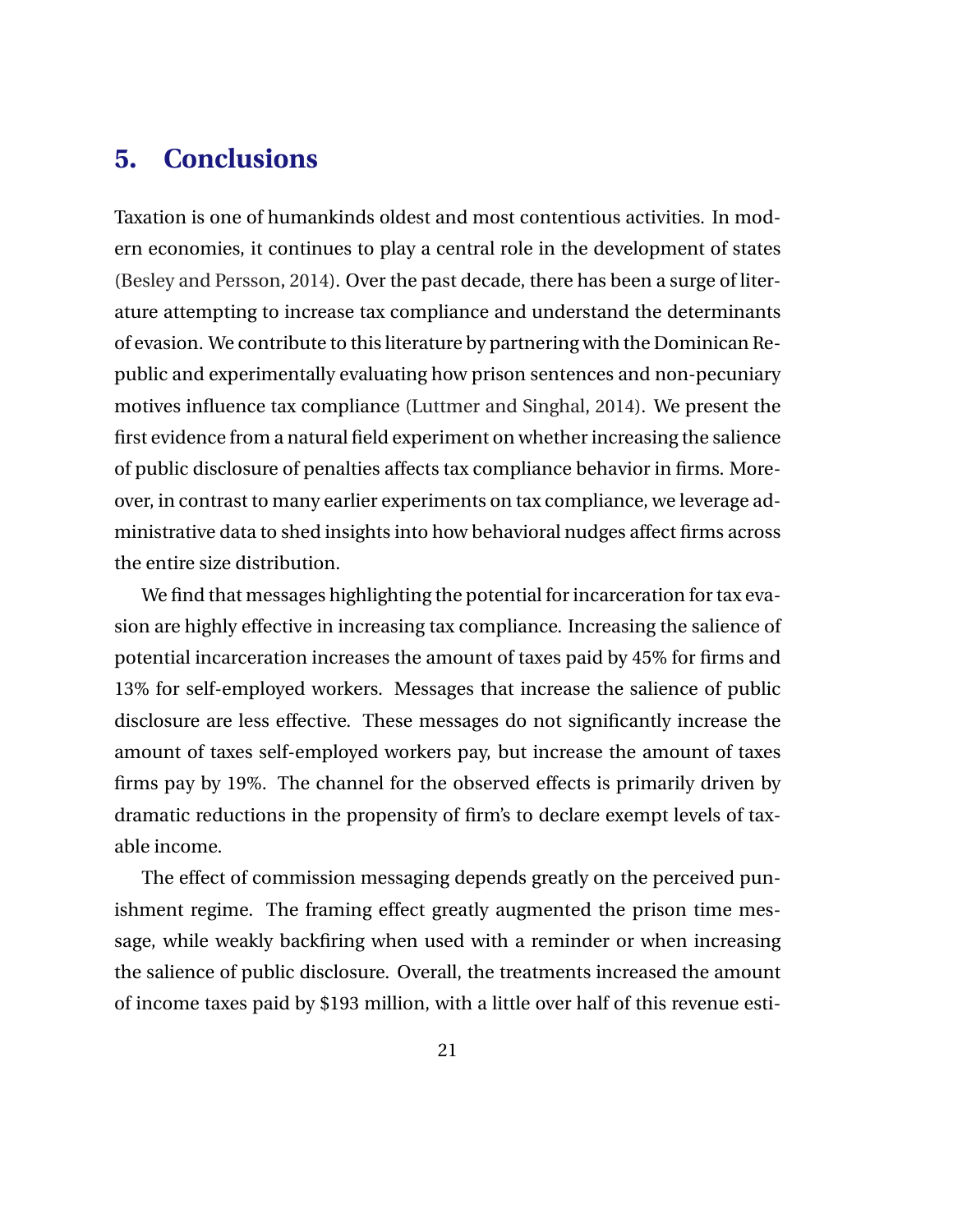## 5. Conclusions

Taxation is one of humankinds oldest and most contentious activities. In modern economies, it continues to play a central role in the development of states (Besley and Persson, 2014). Over the past decade, there has been a surge of literature attempting to increase tax compliance and understand the determinants of evasion. We contribute to this literature by partnering with the Dominican Republic and experimentally evaluating how prison sentences and non-pecuniary motives influence tax compliance (Luttmer and Singhal, 2014). We present the first evidence from a natural field experiment on whether increasing the salience of public disclosure of penalties affects tax compliance behavior in firms. Moreover, in contrast to many earlier experiments on tax compliance, we leverage administrative data to shed insights into how behavioral nudges affect firms across the entire size distribution.

We find that messages highlighting the potential for incarceration for tax evasion are highly effective in increasing tax compliance. Increasing the salience of potential incarceration increases the amount of taxes paid by 45% for firms and 13% for self-employed workers. Messages that increase the salience of public disclosure are less effective. These messages do not significantly increase the amount of taxes self-employed workers pay, but increase the amount of taxes firms pay by 19%. The channel for the observed effects is primarily driven by dramatic reductions in the propensity of firm's to declare exempt levels of taxable income.

The effect of commission messaging depends greatly on the perceived punishment regime. The framing effect greatly augmented the prison time message, while weakly backfiring when used with a reminder or when increasing the salience of public disclosure. Overall, the treatments increased the amount of income taxes paid by $193 million, with a little over half of this revenue esti-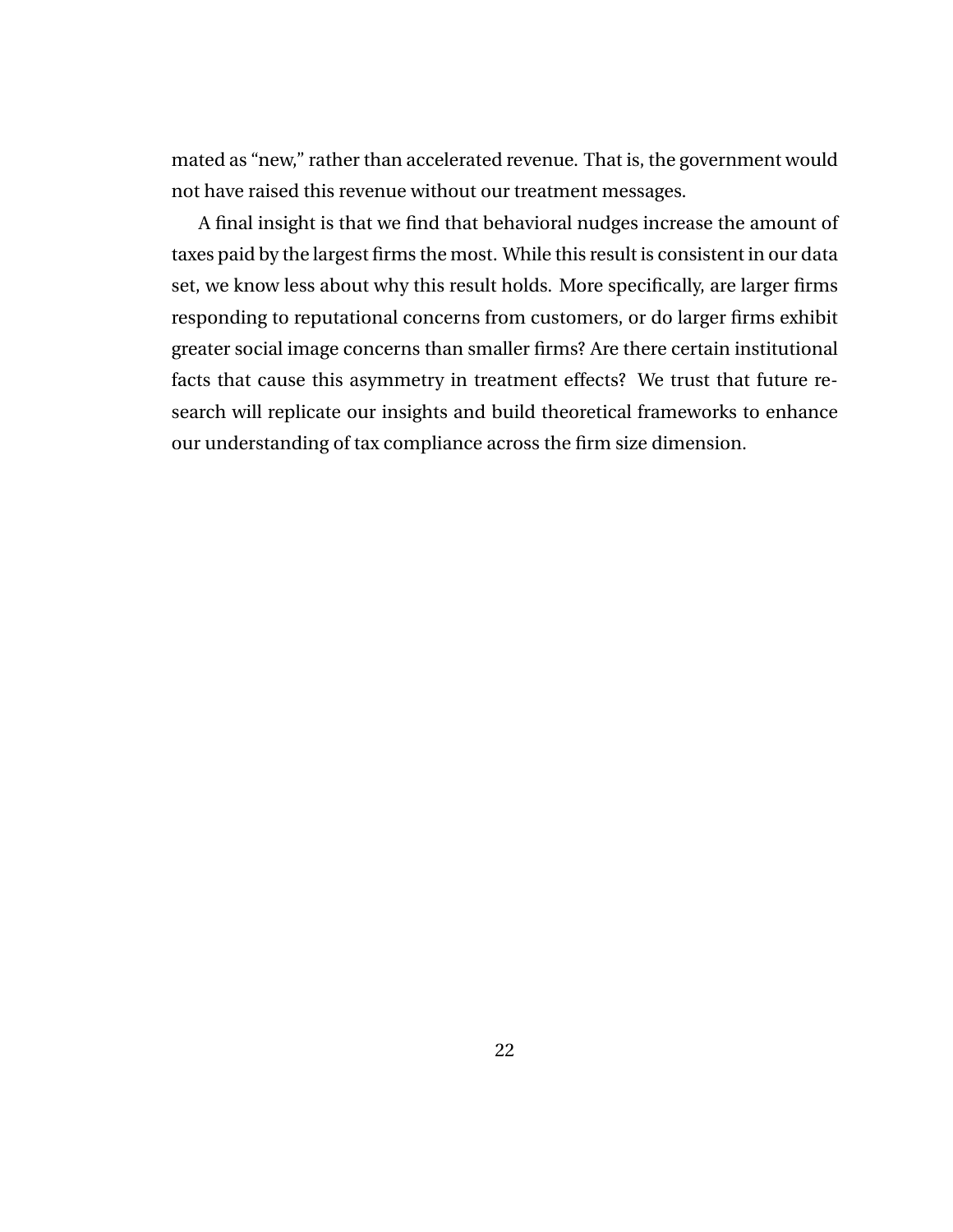mated as "new," rather than accelerated revenue. That is, the government would not have raised this revenue without our treatment messages.

A final insight is that we find that behavioral nudges increase the amount of taxes paid by the largest firms the most. While this result is consistent in our data set, we know less about why this result holds. More specifically, are larger firms responding to reputational concerns from customers, or do larger firms exhibit greater social image concerns than smaller firms? Are there certain institutional facts that cause this asymmetry in treatment effects? We trust that future research will replicate our insights and build theoretical frameworks to enhance our understanding of tax compliance across the firm size dimension.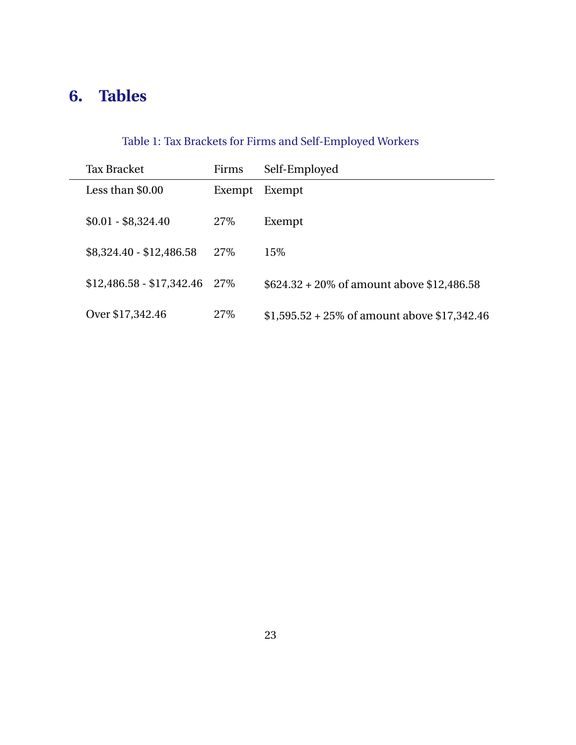## 6. Tables

Table 1: Tax Brackets for Firms and Self-Employed Workers

| Tax Bracket | Firms | Self-Employed |
|---|---|---|
| Less than $0.00 | Exempt | Exempt |
| $0.01 - $8,324.40 | 27% | Exempt |
| $8,324.40 - $12,486.58 | 27% | 15% |
| $12,486.58 - $17,342.46 | 27% | $624.32 + 20% of amount above $12,486.58 |
| Over $17,342.46 | 27% | $1,595.52 + 25% of amount above $17,342.46 |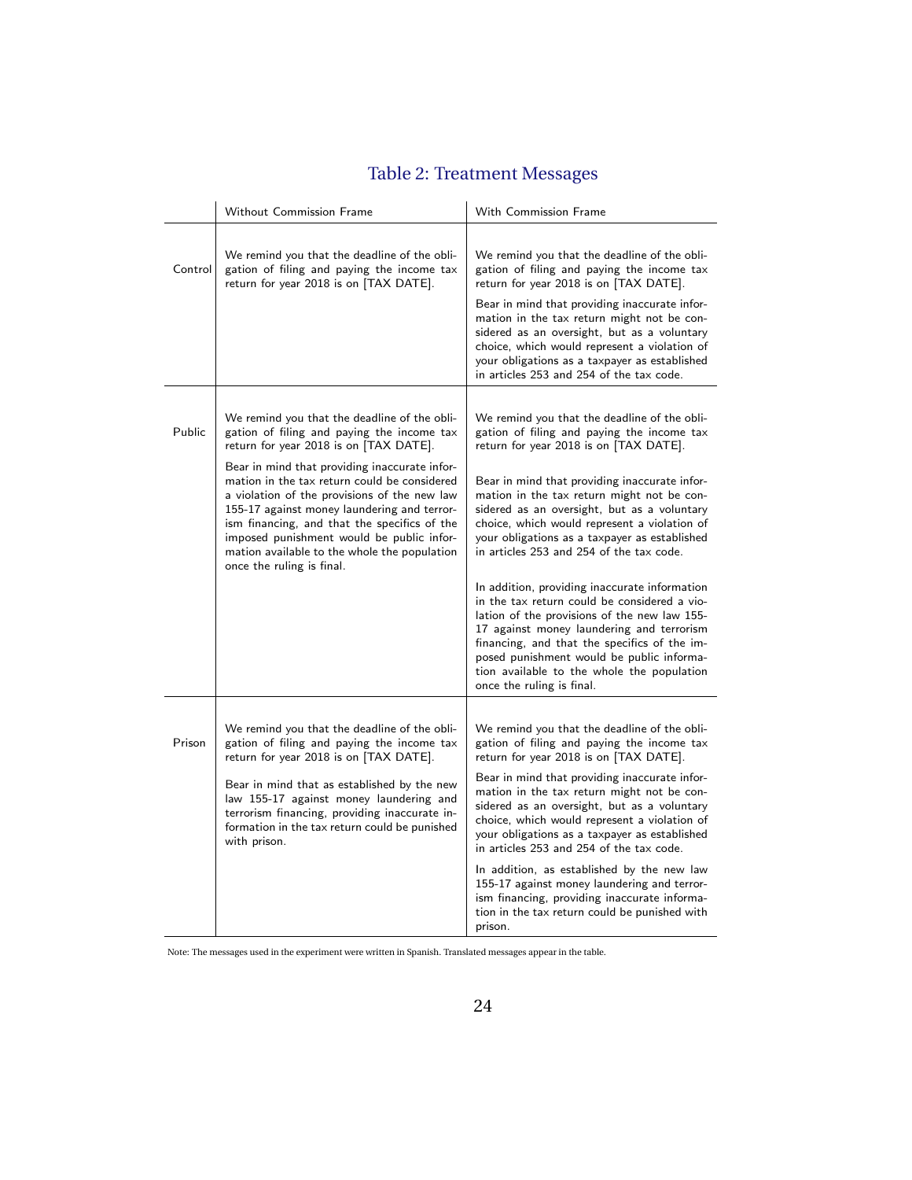## Table 2: Treatment Messages

| | Without Commission Frame | With Commission Frame |
|---|---|---|
| Control | We remind you that the deadline of the obligation of filing and paying the income tax return for year 2018 is on [TAX DATE]. | We remind you that the deadline of the obligation of filing and paying the income tax return for year 2018 is on [TAX DATE]. Bear in mind that providing inaccurate information in the tax return might not be considered as an oversight, but as a voluntary choice, which would represent a violation of your obligations as a taxpayer as established in articles 253 and 254 of the tax code. |
| Public | We remind you that the deadline of the obligation of filing and paying the income tax return for year 2018 is on [TAX DATE]. Bear in mind that providing inaccurate information in the tax return could be considered a violation of the provisions of the new law 155-17 against money laundering and terrorism financing, and that the specifics of the imposed punishment would be public information available to the whole the population once the ruling is final. | We remind you that the deadline of the obligation of filing and paying the income tax return for year 2018 is on [TAX DATE]. Bear in mind that providing inaccurate information in the tax return might not be considered as an oversight, but as a voluntary choice, which would represent a violation of your obligations as a taxpayer as established in articles 253 and 254 of the tax code. In addition, providing inaccurate information in the tax return could be considered a violation of the provisions of the new law 155-17 against money laundering and terrorism financing, and that the specifics of the imposed punishment would be public information available to the whole the population once the ruling is final. |
| Prison | We remind you that the deadline of the obligation of filing and paying the income tax return for year 2018 is on [TAX DATE]. Bear in mind that as established by the new law 155-17 against money laundering and terrorism financing, providing inaccurate information in the tax return could be punished with prison. | We remind you that the deadline of the obligation of filing and paying the income tax return for year 2018 is on [TAX DATE]. Bear in mind that providing inaccurate information in the tax return might not be considered as an oversight, but as a voluntary choice, which would represent a violation of your obligations as a taxpayer as established in articles 253 and 254 of the tax code. In addition, as established by the new law 155-17 against money laundering and terrorism financing, providing inaccurate information in the tax return could be punished with prison. |

Note: The messages used in the experiment were written in Spanish. Translated messages appear in the table.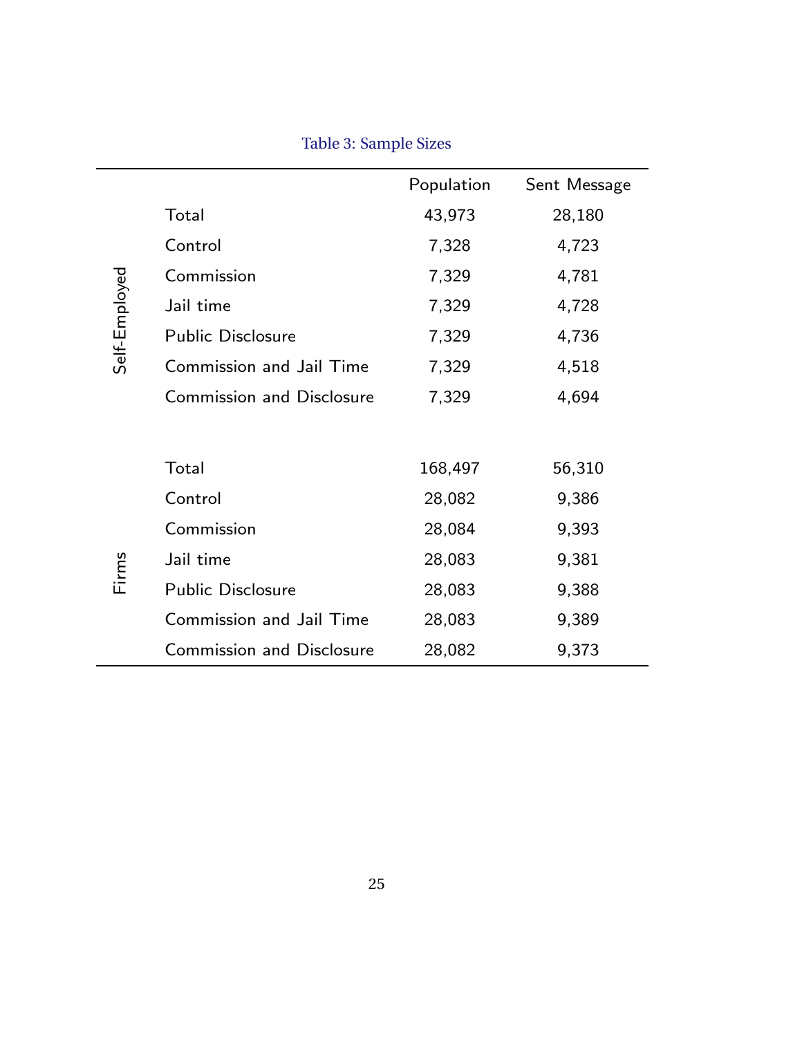Table 3: Sample Sizes

| | | Population | Sent Message |
|---|---|---|---|
| Self-Employed | Total | 43,973 | 28,180 |
| | Control | 7,328 | 4,723 |
| | Commission | 7,329 | 4,781 |
| | Jail time | 7,329 | 4,728 |
| | Public Disclosure | 7,329 | 4,736 |
| | Commission and Jail Time | 7,329 | 4,518 |
| | Commission and Disclosure | 7,329 | 4,694 |
| Firms | Total | 168,497 | 56,310 |
| | Control | 28,082 | 9,386 |
| | Commission | 28,084 | 9,393 |
| | Jail time | 28,083 | 9,381 |
| | Public Disclosure | 28,083 | 9,388 |
| | Commission and Jail Time | 28,083 | 9,389 |
| | Commission and Disclosure | 28,082 | 9,373 |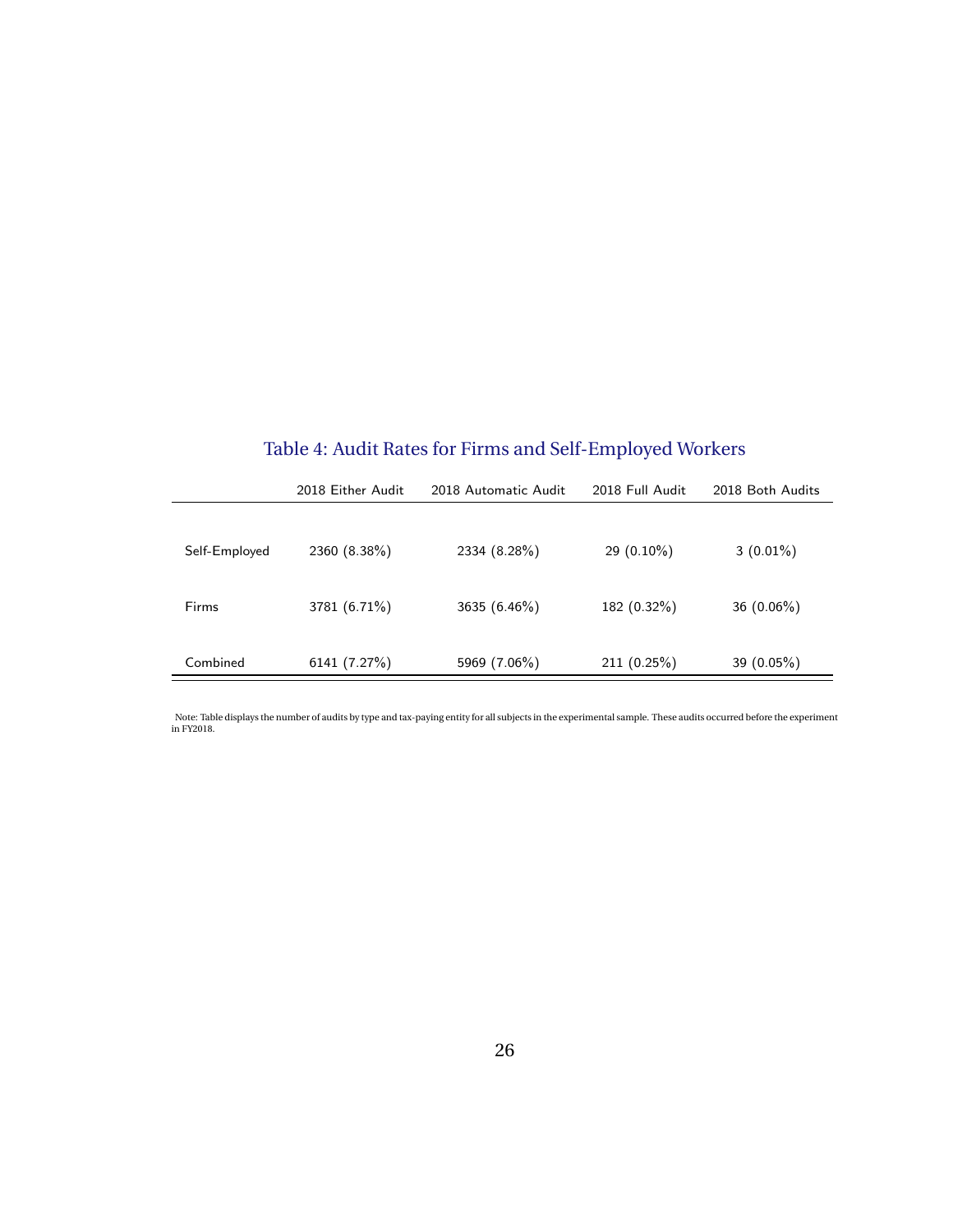Table 4: Audit Rates for Firms and Self-Employed Workers

| | 2018 Either Audit | 2018 Automatic Audit | 2018 Full Audit | 2018 Both Audits |
|---|---|---|---|---|
| Self-Employed | 2360 (8.38%) | 2334 (8.28%) | 29 (0.10%) | 3 (0.01%) |
| Firms | 3781 (6.71%) | 3635 (6.46%) | 182 (0.32%) | 36 (0.06%) |
| Combined | 6141 (7.27%) | 5969 (7.06%) | 211 (0.25%) | 39 (0.05%) |

Note: Table displays the number of audits by type and tax-paying entity for all subjects in the experimental sample. These audits occurred before the experiment in FY2018.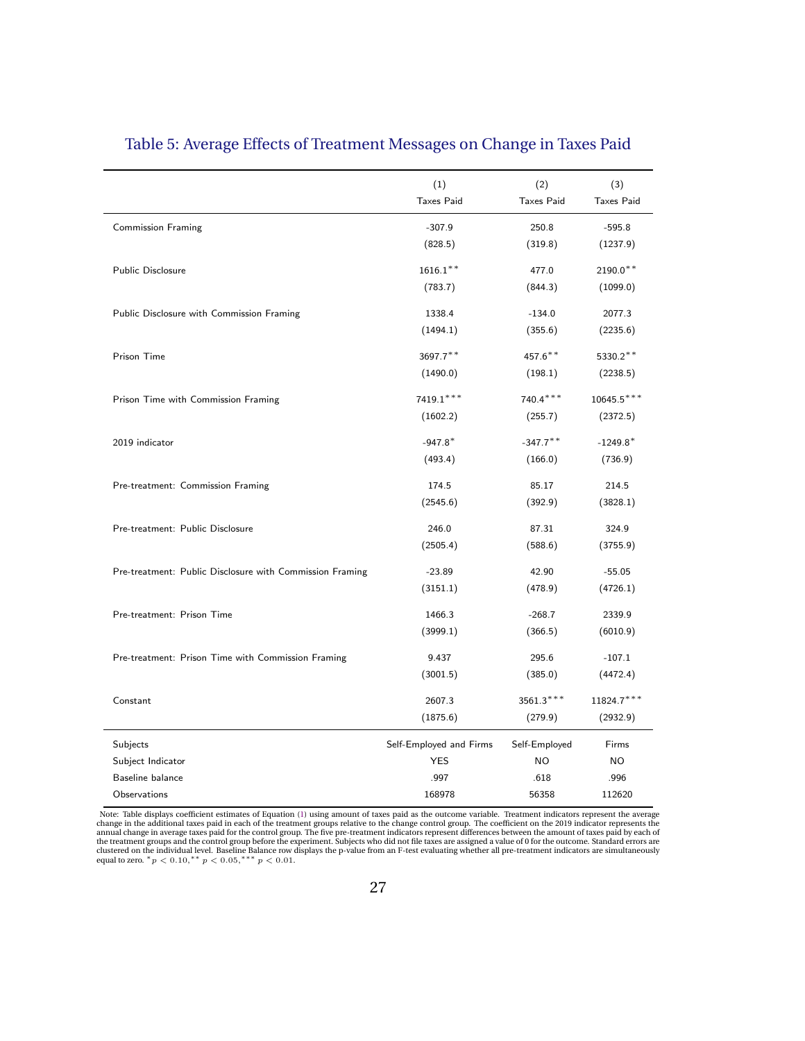## Table 5: Average Effects of Treatment Messages on Change in Taxes Paid

| | (1) Taxes Paid | (2) Taxes Paid | (3) Taxes Paid |
|---|---|---|---|
| Commission Framing | -307.9 | 250.8 | -595.8 |
| | (828.5) | (319.8) | (1237.9) |
| Public Disclosure | 1616.1** | 477.0 | 2190.0** |
| | (783.7) | (844.3) | (1099.0) |
| Public Disclosure with Commission Framing | 1338.4 | -134.0 | 2077.3 |
| | (1494.1) | (355.6) | (2235.6) |
| Prison Time | 3697.7** | 457.6** | 5330.2** |
| | (1490.0) | (198.1) | (2238.5) |
| Prison Time with Commission Framing | 7419.1*** | 740.4*** | 10645.5*** |
| | (1602.2) | (255.7) | (2372.5) |
| 2019 indicator | -947.8* | -347.7** | -1249.8* |
| | (493.4) | (166.0) | (736.9) |
| Pre-treatment: Commission Framing | 174.5 | 85.17 | 214.5 |
| | (2545.6) | (392.9) | (3828.1) |
| Pre-treatment: Public Disclosure | 246.0 | 87.31 | 324.9 |
| | (2505.4) | (588.6) | (3755.9) |
| Pre-treatment: Public Disclosure with Commission Framing | -23.89 | 42.90 | -55.05 |
| | (3151.1) | (478.9) | (4726.1) |
| Pre-treatment: Prison Time | 1466.3 | -268.7 | 2339.9 |
| | (3999.1) | (366.5) | (6010.9) |
| Pre-treatment: Prison Time with Commission Framing | 9.437 | 295.6 | -107.1 |
| | (3001.5) | (385.0) | (4472.4) |
| Constant | 2607.3 | 3561.3*** | 11824.7*** |
| | (1875.6) | (279.9) | (2932.9) |
| Subjects | Self-Employed and Firms | Self-Employed | Firms |
| Subject Indicator | YES | NO | NO |
| Baseline balance | .997 | .618 | .996 |
| Observations | 168978 | 56358 | 112620 |

Note: Table displays coefficient estimates of Equation (1) using amount of taxes paid as the outcome variable. Treatment indicators represent the average change in the additional taxes paid in each of the treatment groups relative to the change control group. The coefficient on the 2019 indicator represents the annual change in average taxes paid for the control group. The five pre-treatment indicators represent differences between the amount of taxes paid by each of the treatment groups and the control group before the experiment. Subjects who did not file taxes are assigned a value of 0 for the outcome. Standard errors are clustered on the individual level. Baseline Balance row displays the p-value from an F-test evaluating whether all pre-treatment indicators are simultaneously equal to zero. $^{*}p < 0.10, ^{**} p < 0.05, ^{***} p < 0.01$.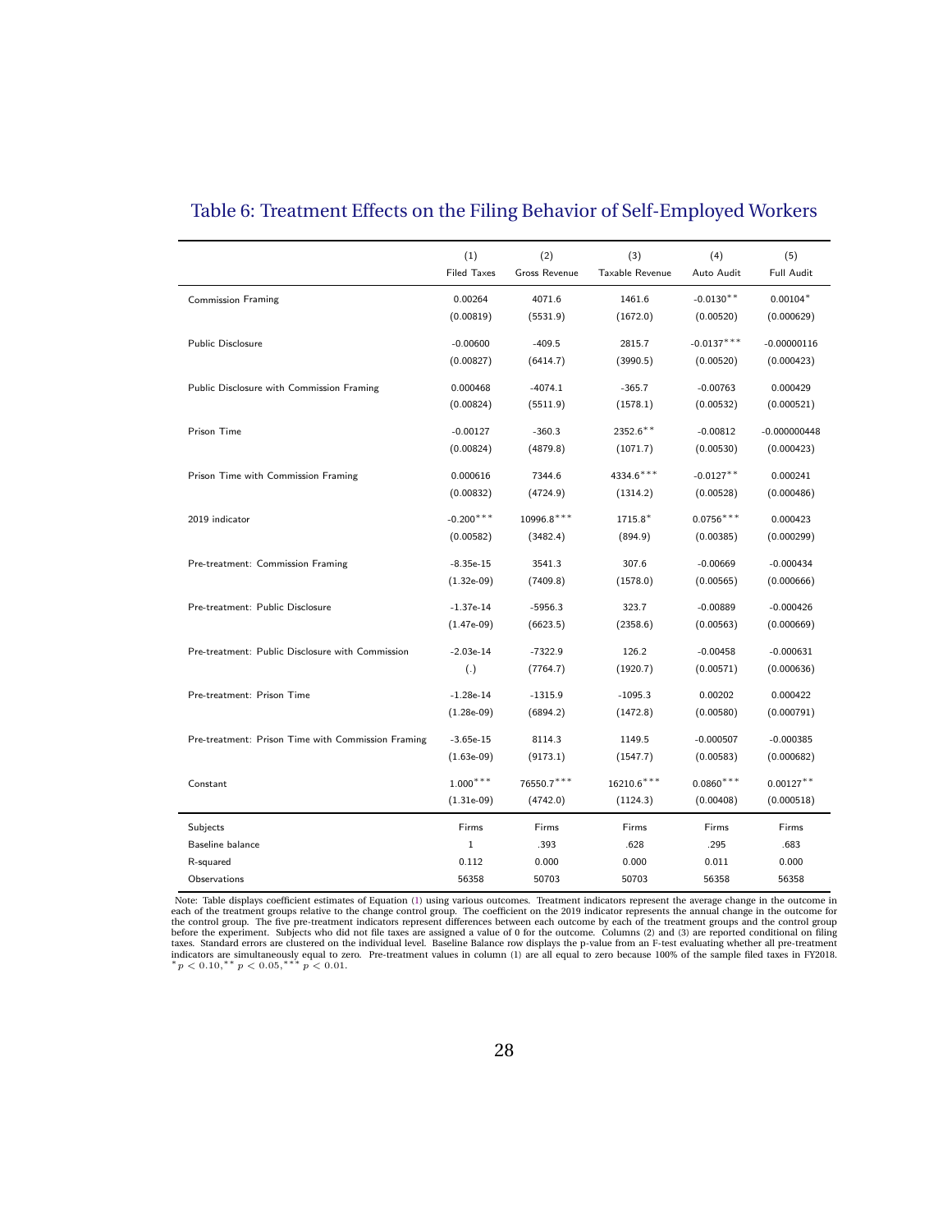# Table 6: Treatment Effects on the Filing Behavior of Self-Employed Workers

| | (1) Filed Taxes | (2) Gross Revenue | (3) Taxable Revenue | (4) Auto Audit | (5) Full Audit |
|---|---|---|---|---|---|
| Commission Framing | 0.00264 | 4071.6 | 1461.6 | $-0.0130^{**}$ | $0.00104^{*}$ |
| | (0.00819) | (5531.9) | (1672.0) | (0.00520) | (0.000629) |
| Public Disclosure | -0.00600 | -409.5 | 2815.7 | $-0.0137^{***}$ | -0.00000116 |
| | (0.00827) | (6414.7) | (3990.5) | (0.00520) | (0.000423) |
| Public Disclosure with Commission Framing | 0.000468 | -4074.1 | -365.7 | -0.00763 | 0.000429 |
| | (0.00824) | (5511.9) | (1578.1) | (0.00532) | (0.000521) |
| Prison Time | -0.00127 | -360.3 | $2352.6^{**}$ | -0.00812 | -0.000000448 |
| | (0.00824) | (4879.8) | (1071.7) | (0.00530) | (0.000423) |
| Prison Time with Commission Framing | 0.000616 | 7344.6 | $4334.6^{***}$ | $-0.0127^{**}$ | 0.000241 |
| | (0.00832) | (4724.9) | (1314.2) | (0.00528) | (0.000486) |
| 2019 indicator | $-0.200^{***}$ | $10996.8^{***}$ | $1715.8^{*}$ | $0.0756^{***}$ | 0.000423 |
| | (0.00582) | (3482.4) | (894.9) | (0.00385) | (0.000299) |
| Pre-treatment: Commission Framing | -8.35e-15 | 3541.3 | 307.6 | -0.00669 | -0.000434 |
| | (1.32e-09) | (7409.8) | (1578.0) | (0.00565) | (0.000666) |
| Pre-treatment: Public Disclosure | -1.37e-14 | -5956.3 | 323.7 | -0.00889 | -0.000426 |
| | (1.47e-09) | (6623.5) | (2358.6) | (0.00563) | (0.000669) |
| Pre-treatment: Public Disclosure with Commission | -2.03e-14 | -7322.9 | 126.2 | -0.00458 | -0.000631 |
| | (.) | (7764.7) | (1920.7) | (0.00571) | (0.000636) |
| Pre-treatment: Prison Time | -1.28e-14 | -1315.9 | -1095.3 | 0.00202 | 0.000422 |
| | (1.28e-09) | (6894.2) | (1472.8) | (0.00580) | (0.000791) |
| Pre-treatment: Prison Time with Commission Framing | -3.65e-15 | 8114.3 | 1149.5 | -0.000507 | -0.000385 |
| | (1.63e-09) | (9173.1) | (1547.7) | (0.00583) | (0.000682) |
| Constant | $1.000^{***}$ | $76550.7^{***}$ | $16210.6^{***}$ | $0.0860^{***}$ | $0.00127^{**}$ |
| | (1.31e-09) | (4742.0) | (1124.3) | (0.00408) | (0.000518) |
| Subjects | Firms | Firms | Firms | Firms | Firms |
| Baseline balance | 1 | .393 | .628 | .295 | .683 |
| R-squared | 0.112 | 0.000 | 0.000 | 0.011 | 0.000 |
| Observations | 56358 | 50703 | 50703 | 56358 | 56358 |

Note: Table displays coefficient estimates of Equation (1) using various outcomes. Treatment indicators represent the average change in the outcome in each of the treatment groups relative to the change control group. The coefficient on the 2019 indicator represents the annual change in the outcome for the control group. The five pre-treatment indicators represent differences between each outcome by each of the treatment groups and the control group before the experiment. Subjects who did not file taxes are assigned a value of 0 for the outcome. Columns (2) and (3) are reported conditional on filing taxes. Standard errors are clustered on the individual level. Baseline Balance row displays the p-value from an F-test evaluating whether all pre-treatment indicators are simultaneously equal to zero. Pre-treatment values in column (1) are all equal to zero because 100% of the sample filed taxes in FY2018. $^{*}p < 0.10, ^{**}p < 0.05, ^{***}p < 0.01$.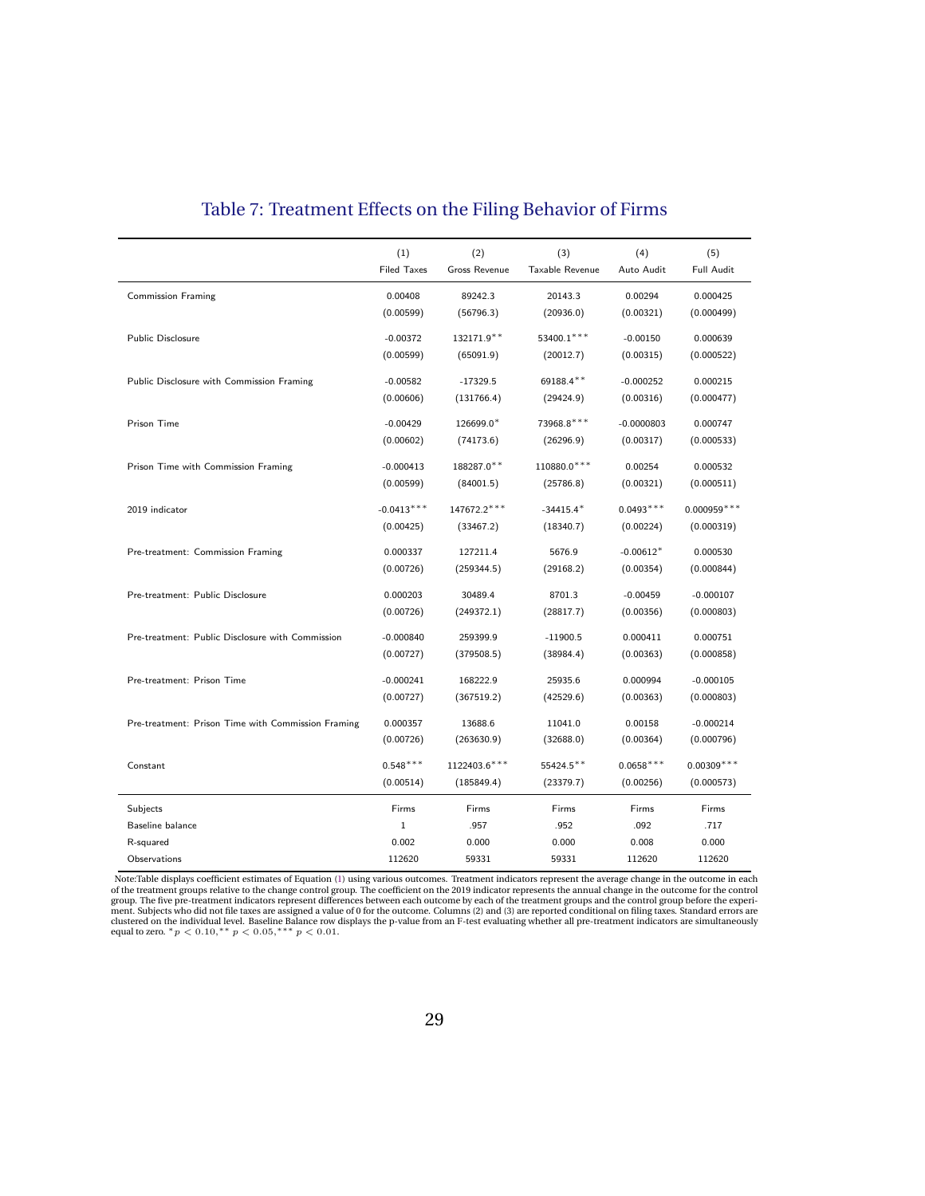## Table 7: Treatment Effects on the Filing Behavior of Firms

| | (1) Filed Taxes | (2) Gross Revenue | (3) Taxable Revenue | (4) Auto Audit | (5) Full Audit |
|---|---|---|---|---|---|
| Commission Framing | 0.00408 | 89242.3 | 20143.3 | 0.00294 | 0.000425 |
| | (0.00599) | (56796.3) | (20936.0) | (0.00321) | (0.000499) |
| Public Disclosure | -0.00372 | 132171.9** | 53400.1*** | -0.00150 | 0.000639 |
| | (0.00599) | (65091.9) | (20012.7) | (0.00315) | (0.000522) |
| Public Disclosure with Commission Framing | -0.00582 | -17329.5 | 69188.4** | -0.000252 | 0.000215 |
| | (0.00606) | (131766.4) | (29424.9) | (0.00316) | (0.000477) |
| Prison Time | -0.00429 | 126699.0* | 73968.8*** | -0.0000803 | 0.000747 |
| | (0.00602) | (74173.6) | (26296.9) | (0.00317) | (0.000533) |
| Prison Time with Commission Framing | -0.000413 | 188287.0** | 110880.0*** | 0.00254 | 0.000532 |
| | (0.00599) | (84001.5) | (25786.8) | (0.00321) | (0.000511) |
| 2019 indicator | -0.0413*** | 147672.2*** | -34415.4* | 0.0493*** | 0.000959*** |
| | (0.00425) | (33467.2) | (18340.7) | (0.00224) | (0.000319) |
| Pre-treatment: Commission Framing | 0.000337 | 127211.4 | 5676.9 | -0.00612* | 0.000530 |
| | (0.00726) | (259344.5) | (29168.2) | (0.00354) | (0.000844) |
| Pre-treatment: Public Disclosure | 0.000203 | 30489.4 | 8701.3 | -0.00459 | -0.000107 |
| | (0.00726) | (249372.1) | (28817.7) | (0.00356) | (0.000803) |
| Pre-treatment: Public Disclosure with Commission | -0.000840 | 259399.9 | -11900.5 | 0.000411 | 0.000751 |
| | (0.00727) | (379508.5) | (38984.4) | (0.00363) | (0.000858) |
| Pre-treatment: Prison Time | -0.000241 | 168222.9 | 25935.6 | 0.000994 | -0.000105 |
| | (0.00727) | (367519.2) | (42529.6) | (0.00363) | (0.000803) |
| Pre-treatment: Prison Time with Commission Framing | 0.000357 | 13688.6 | 11041.0 | 0.00158 | -0.000214 |
| | (0.00726) | (263630.9) | (32688.0) | (0.00364) | (0.000796) |
| Constant | 0.548*** | 1122403.6*** | 55424.5** | 0.0658*** | 0.00309*** |
| | (0.00514) | (185849.4) | (23379.7) | (0.00256) | (0.000573) |
| Subjects | Firms | Firms | Firms | Firms | Firms |
| Baseline balance | 1 | .957 | .952 | .092 | .717 |
| R-squared | 0.002 | 0.000 | 0.000 | 0.008 | 0.000 |
| Observations | 112620 | 59331 | 59331 | 112620 | 112620 |

Note:Table displays coefficient estimates of Equation (1) using various outcomes. Treatment indicators represent the average change in the outcome in each of the treatment groups relative to the change control group. The coefficient on the 2019 indicator represents the annual change in the outcome for the control group. The five pre-treatment indicators represent differences between each outcome by each of the treatment groups and the control group before the experiment. Subjects who did not file taxes are assigned a value of 0 for the outcome. Columns (2) and (3) are reported conditional on filing taxes. Standard errors are clustered on the individual level. Baseline Balance row displays the p-value from an F-test evaluating whether all pre-treatment indicators are simultaneously equal to zero. $^{*}p < 0.10,^{**} p < 0.05,^{***} p < 0.01$.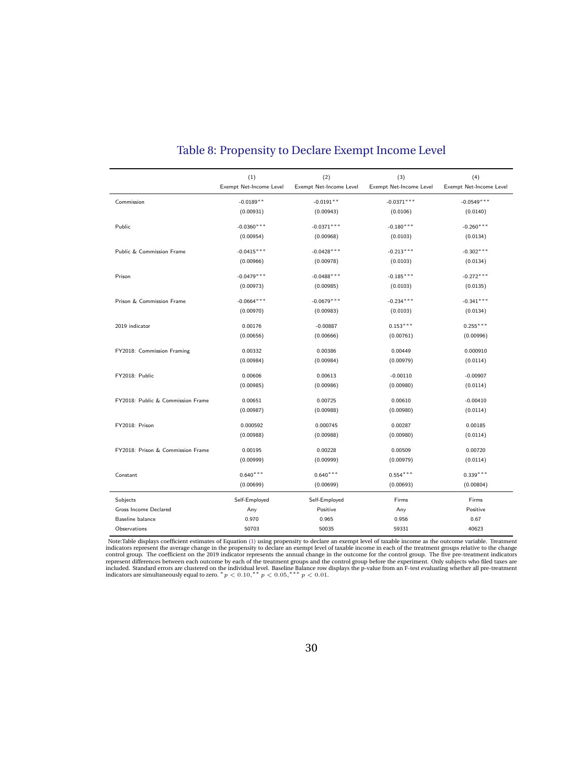# Table 8: Propensity to Declare Exempt Income Level

| | (1) | (2) | (3) | (4) |
|---|---|---|---|---|
| | Exempt Net-Income Level | Exempt Net-Income Level | Exempt Net-Income Level | Exempt Net-Income Level |
| Commission | -0.0189** | -0.0191** | -0.0371*** | -0.0549*** |
| | (0.00931) | (0.00943) | (0.0106) | (0.0140) |
| Public | -0.0360*** | -0.0371*** | -0.180*** | -0.260*** |
| | (0.00954) | (0.00968) | (0.0103) | (0.0134) |
| Public & Commission Frame | -0.0415*** | -0.0428*** | -0.213*** | -0.302*** |
| | (0.00966) | (0.00978) | (0.0103) | (0.0134) |
| Prison | -0.0479*** | -0.0488*** | -0.185*** | -0.272*** |
| | (0.00973) | (0.00985) | (0.0103) | (0.0135) |
| Prison & Commission Frame | -0.0664*** | -0.0679*** | -0.234*** | -0.341*** |
| | (0.00970) | (0.00983) | (0.0103) | (0.0134) |
| 2019 indicator | 0.00176 | -0.00887 | 0.153*** | 0.255*** |
| | (0.00656) | (0.00666) | (0.00761) | (0.00996) |
| FY2018: Commission Framing | 0.00332 | 0.00386 | 0.00449 | 0.000910 |
| | (0.00984) | (0.00984) | (0.00979) | (0.0114) |
| FY2018: Public | 0.00606 | 0.00613 | -0.00110 | -0.00907 |
| | (0.00985) | (0.00986) | (0.00980) | (0.0114) |
| FY2018: Public & Commission Frame | 0.00651 | 0.00725 | 0.00610 | -0.00410 |
| | (0.00987) | (0.00988) | (0.00980) | (0.0114) |
| FY2018: Prison | 0.000592 | 0.000745 | 0.00287 | 0.00185 |
| | (0.00988) | (0.00988) | (0.00980) | (0.0114) |
| FY2018: Prison & Commission Frame | 0.00195 | 0.00228 | 0.00509 | 0.00720 |
| | (0.00999) | (0.00999) | (0.00979) | (0.0114) |
| Constant | 0.640*** | 0.640*** | 0.554*** | 0.339*** |
| | (0.00699) | (0.00699) | (0.00693) | (0.00804) |
| Subjects | Self-Employed | Self-Employed | Firms | Firms |
| Gross Income Declared | Any | Positive | Any | Positive |
| Baseline balance | 0.970 | 0.965 | 0.956 | 0.67 |
| Observations | 50703 | 50035 | 59331 | 40623 |

Note:Table displays coefficient estimates of Equation (1) using propensity to declare an exempt level of taxable income as the outcome variable. Treatment indicators represent the average change in the propensity to declare an exempt level of taxable income in each of the treatment groups relative to the change control group. The coefficient on the 2019 indicator represents the annual change in the outcome for the control group. The five pre-treatment indicators represent differences between each outcome by each of the treatment groups and the control group before the experiment. Only subjects who filed taxes are included. Standard errors are clustered on the individual level. Baseline Balance row displays the p-value from an F-test evaluating whether all pre-treatment indicators are simultaneously equal to zero. $^{*}p < 0.10, ^{**}p < 0.05, ^{***}p < 0.01$.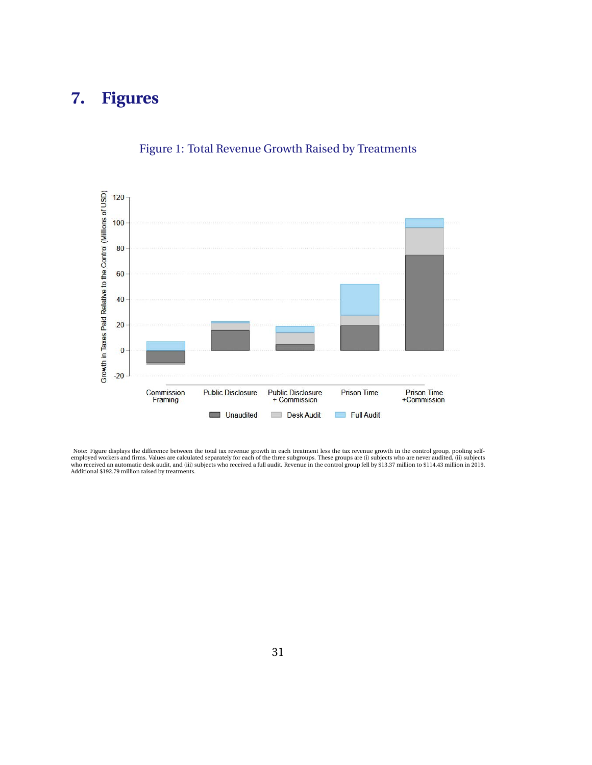# 7. Figures

Figure 1: Total Revenue Growth Raised by Treatments

Note: Figure displays the difference between the total tax revenue growth in each treatment less the tax revenue growth in the control group, pooling self-employed workers and firms. Values are calculated separately for each of the three subgroups. These groups are (i) subjects who are never audited, (ii) subjects who received an automatic desk audit, and (iii) subjects who received a full audit. Revenue in the control group fell by $13.37 million to $114.43 million in 2019. Additional $192.79 million raised by treatments.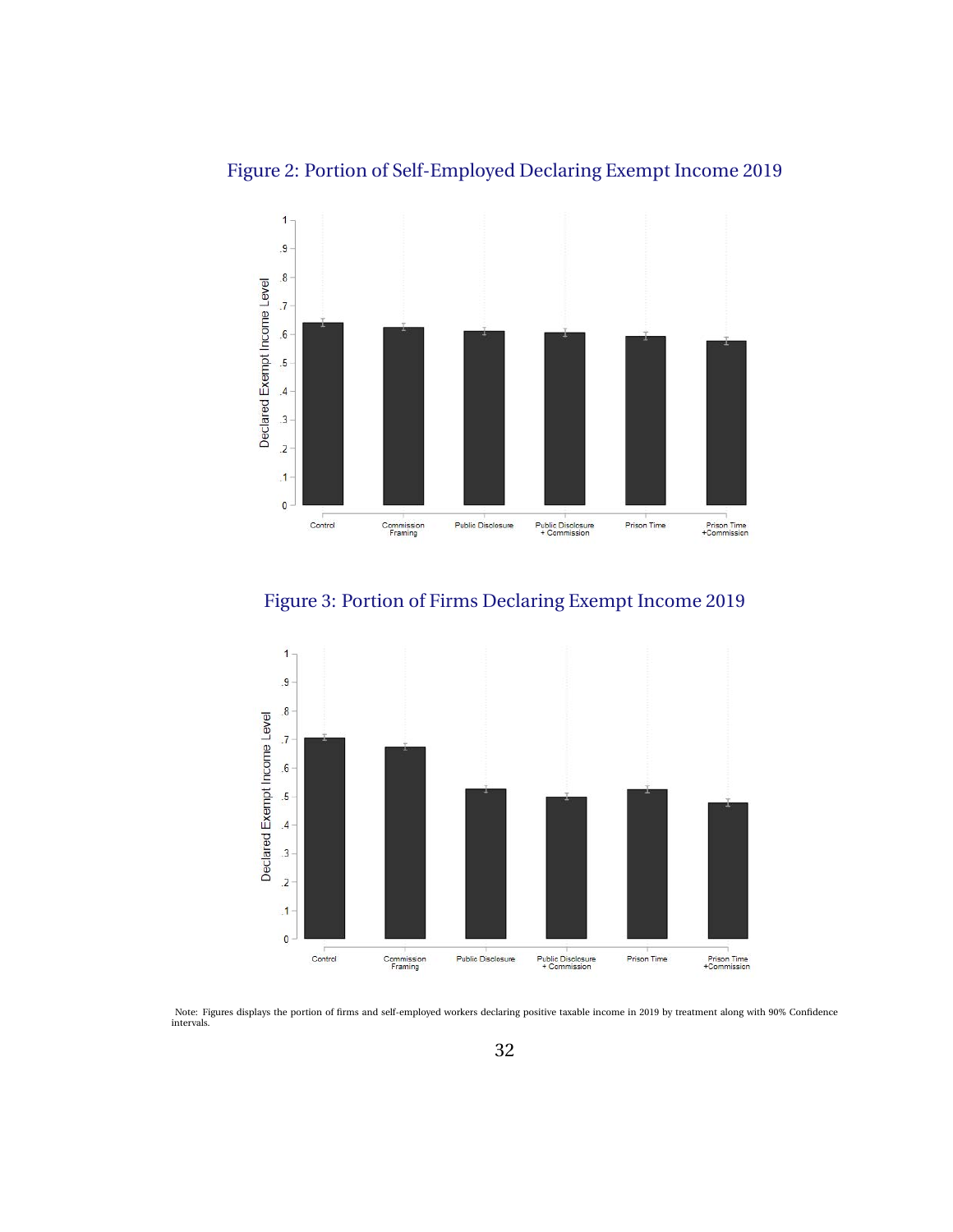Figure 2: Portion of Self-Employed Declaring Exempt Income 2019

Figure 3: Portion of Firms Declaring Exempt Income 2019

Note: Figures displays the portion of firms and self-employed workers declaring positive taxable income in 2019 by treatment along with 90% Confidence intervals.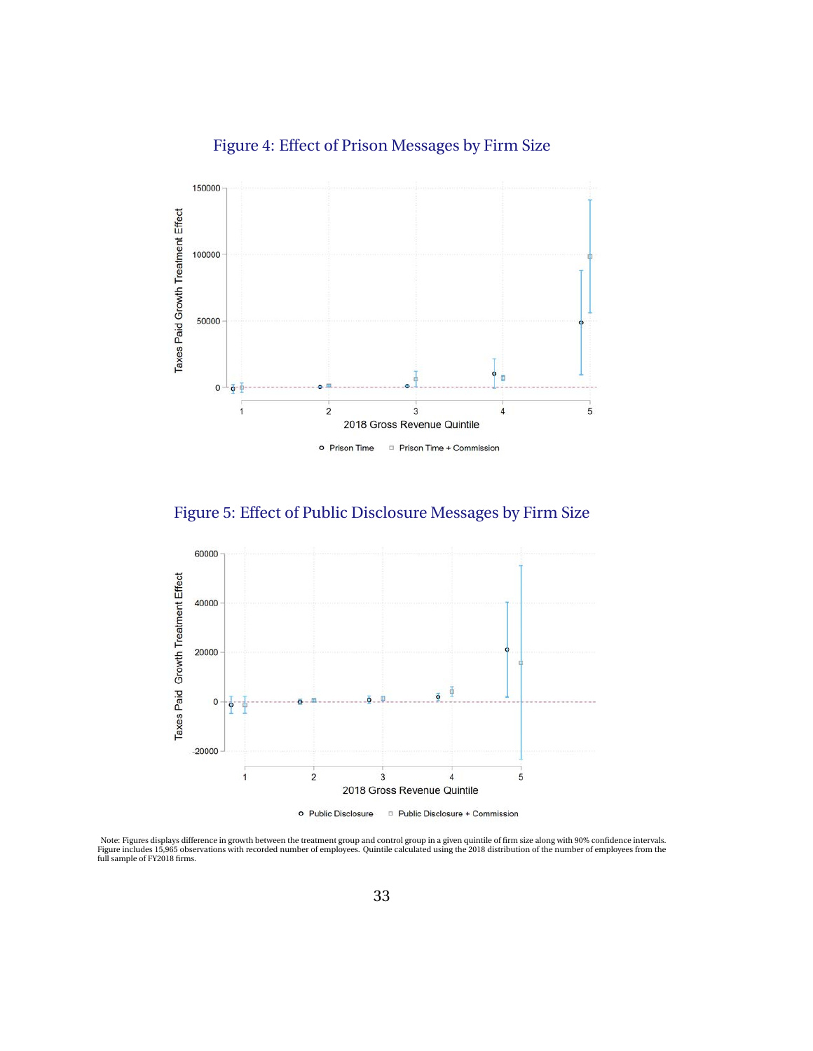Figure 4: Effect of Prison Messages by Firm Size

Figure 5: Effect of Public Disclosure Messages by Firm Size

Note: Figures displays difference in growth between the treatment group and control group in a given quintile of firm size along with 90% confidence intervals. Figure includes 15,965 observations with recorded number of employees. Quintile calculated using the 2018 distribution of the number of employees from the full sample of FY2018 firms.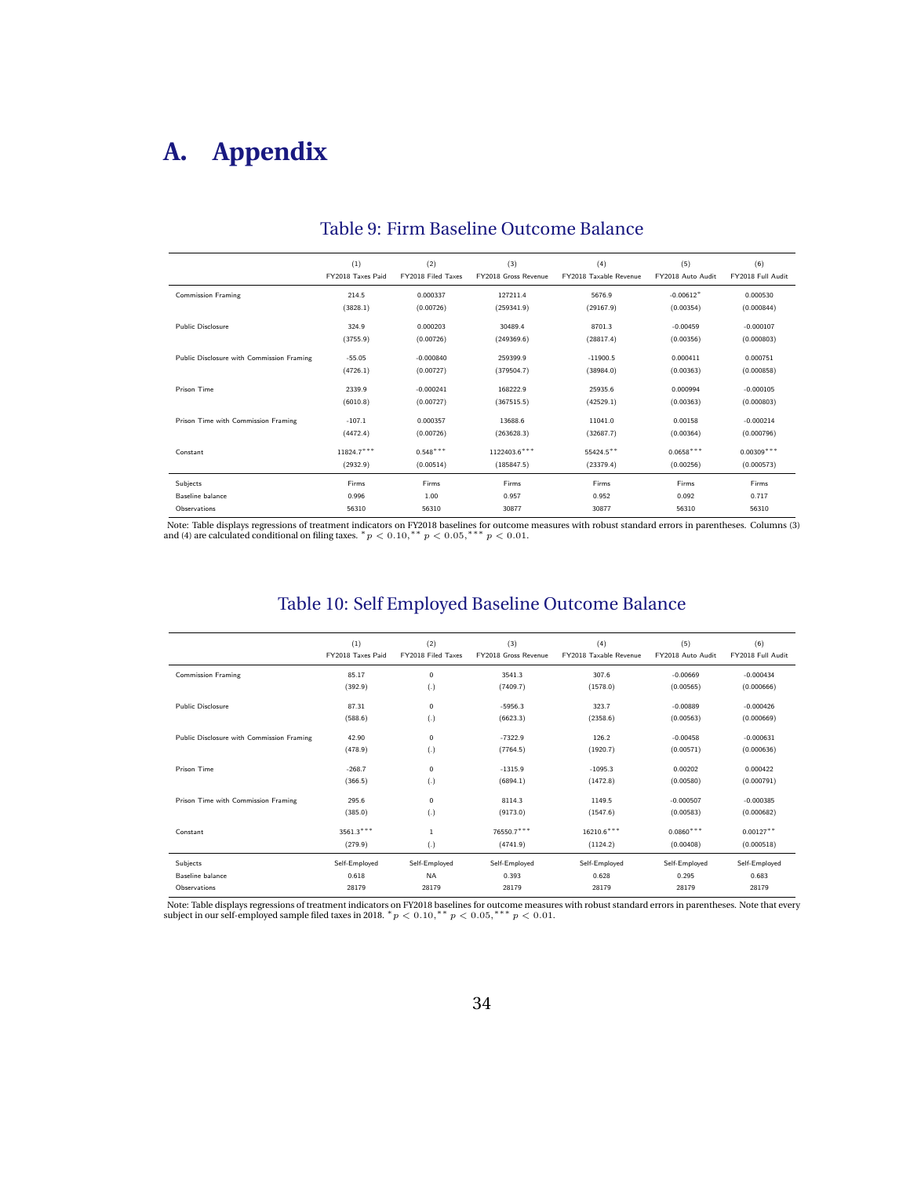# A. Appendix

Table 9: Firm Baseline Outcome Balance

| | (1) | (2) | (3) | (4) | (5) | (6) |
|---|---|---|---|---|---|---|
| | FY2018 Taxes Paid | FY2018 Filed Taxes | FY2018 Gross Revenue | FY2018 Taxable Revenue | FY2018 Auto Audit | FY2018 Full Audit |
| Commission Framing | 214.5 | 0.000337 | 127211.4 | 5676.9 | $-0.00612^{*}$ | 0.000530 |
| | (3828.1) | (0.00726) | (259341.9) | (29167.9) | (0.00354) | (0.000844) |
| Public Disclosure | 324.9 | 0.000203 | 30489.4 | 8701.3 | -0.00459 | -0.000107 |
| | (3755.9) | (0.00726) | (249369.6) | (28817.4) | (0.00356) | (0.000803) |
| Public Disclosure with Commission Framing | -55.05 | -0.000840 | 259399.9 | -11900.5 | 0.000411 | 0.000751 |
| | (4726.1) | (0.00727) | (379504.7) | (38984.0) | (0.00363) | (0.000858) |
| Prison Time | 2339.9 | -0.000241 | 168222.9 | 25935.6 | 0.000994 | -0.000105 |
| | (6010.8) | (0.00727) | (367515.5) | (42529.1) | (0.00363) | (0.000803) |
| Prison Time with Commission Framing | -107.1 | 0.000357 | 13688.6 | 11041.0 | 0.00158 | -0.000214 |
| | (4472.4) | (0.00726) | (263628.3) | (32687.7) | (0.00364) | (0.000796) |
| Constant | $11824.7^{***}$ | $0.548^{***}$ | $1122403.6^{***}$ | $55424.5^{**}$ | $0.0658^{***}$ | $0.00309^{***}$ |
| | (2932.9) | (0.00514) | (185847.5) | (23379.4) | (0.00256) | (0.000573) |
| Subjects | Firms | Firms | Firms | Firms | Firms | Firms |
| Baseline balance | 0.996 | 1.00 | 0.957 | 0.952 | 0.092 | 0.717 |
| Observations | 56310 | 56310 | 30877 | 30877 | 56310 | 56310 |

Note: Table displays regressions of treatment indicators on FY2018 baselines for outcome measures with robust standard errors in parentheses. Columns (3) and (4) are calculated conditional on filing taxes. $^{*}p < 0.10, ^{**} p < 0.05, ^{***} p < 0.01$.

Table 10: Self Employed Baseline Outcome Balance

| | (1) | (2) | (3) | (4) | (5) | (6) |
|---|---|---|---|---|---|---|
| | FY2018 Taxes Paid | FY2018 Filed Taxes | FY2018 Gross Revenue | FY2018 Taxable Revenue | FY2018 Auto Audit | FY2018 Full Audit |
| Commission Framing | 85.17 | 0 | 3541.3 | 307.6 | -0.00669 | -0.000434 |
| | (392.9) | (.) | (7409.7) | (1578.0) | (0.00565) | (0.000666) |
| Public Disclosure | 87.31 | 0 | -5956.3 | 323.7 | -0.00889 | -0.000426 |
| | (588.6) | (.) | (6623.3) | (2358.6) | (0.00563) | (0.000669) |
| Public Disclosure with Commission Framing | 42.90 | 0 | -7322.9 | 126.2 | -0.00458 | -0.000631 |
| | (478.9) | (.) | (7764.5) | (1920.7) | (0.00571) | (0.000636) |
| Prison Time | -268.7 | 0 | -1315.9 | -1095.3 | 0.00202 | 0.000422 |
| | (366.5) | (.) | (6894.1) | (1472.8) | (0.00580) | (0.000791) |
| Prison Time with Commission Framing | 295.6 | 0 | 8114.3 | 1149.5 | -0.000507 | -0.000385 |
| | (385.0) | (.) | (9173.0) | (1547.6) | (0.00583) | (0.000682) |
| Constant | $3561.3^{***}$ | 1 | $76550.7^{***}$ | $16210.6^{***}$ | $0.0860^{***}$ | $0.00127^{**}$ |
| | (279.9) | (.) | (4741.9) | (1124.2) | (0.00408) | (0.000518) |
| Subjects | Self-Employed | Self-Employed | Self-Employed | Self-Employed | Self-Employed | Self-Employed |
| Baseline balance | 0.618 | NA | 0.393 | 0.628 | 0.295 | 0.683 |
| Observations | 28179 | 28179 | 28179 | 28179 | 28179 | 28179 |

Note: Table displays regressions of treatment indicators on FY2018 baselines for outcome measures with robust standard errors in parentheses. Note that every subject in our self-employed sample filed taxes in 2018. $^{*}p < 0.10, ^{**} p < 0.05, ^{***} p < 0.01$.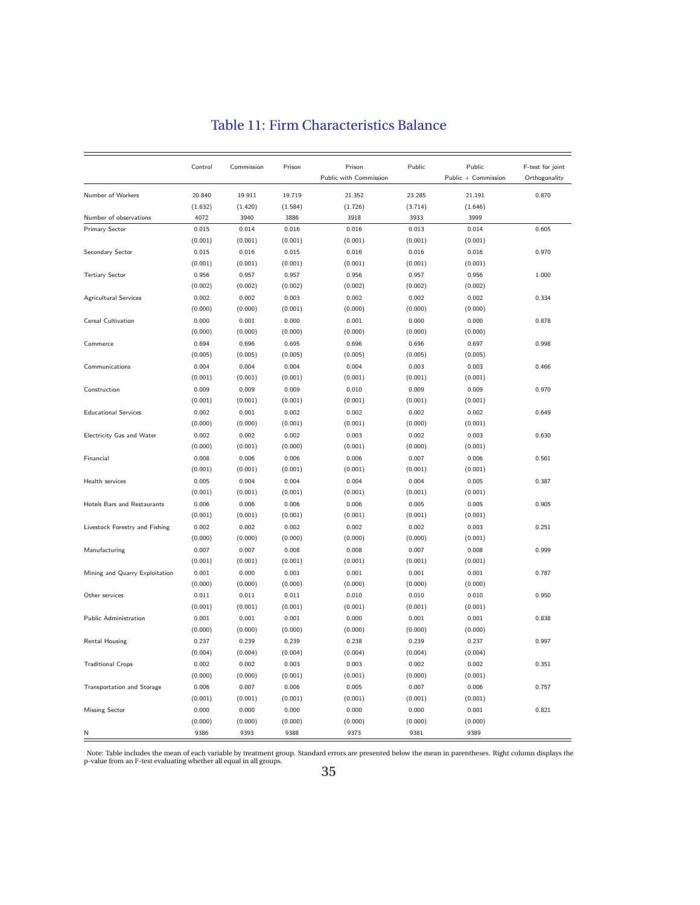# Table 11: Firm Characteristics Balance

| | Control | Commission | Prison | Prison Public with Commission | Public | Public Public + Commission | F-test for joint Orthogonality |
|---|---|---|---|---|---|---|---|
| Number of Workers | 20.840 | 19.911 | 19.719 | 21.352 | 23.285 | 21.191 | 0.870 |
| | (1.632) | (1.420) | (1.584) | (1.726) | (3.714) | (1.646) | |
| Number of observations | 4072 | 3940 | 3886 | 3918 | 3933 | 3999 | |
| Primary Sector | 0.015 | 0.014 | 0.016 | 0.016 | 0.013 | 0.014 | 0.605 |
| | (0.001) | (0.001) | (0.001) | (0.001) | (0.001) | (0.001) | |
| Secondary Sector | 0.015 | 0.016 | 0.015 | 0.016 | 0.016 | 0.016 | 0.970 |
| | (0.001) | (0.001) | (0.001) | (0.001) | (0.001) | (0.001) | |
| Tertiary Sector | 0.956 | 0.957 | 0.957 | 0.956 | 0.957 | 0.956 | 1.000 |
| | (0.002) | (0.002) | (0.002) | (0.002) | (0.002) | (0.002) | |
| Agricultural Services | 0.002 | 0.002 | 0.003 | 0.002 | 0.002 | 0.002 | 0.334 |
| | (0.000) | (0.000) | (0.001) | (0.000) | (0.000) | (0.000) | |
| Cereal Cultivation | 0.000 | 0.001 | 0.000 | 0.001 | 0.000 | 0.000 | 0.878 |
| | (0.000) | (0.000) | (0.000) | (0.000) | (0.000) | (0.000) | |
| Commerce | 0.694 | 0.696 | 0.695 | 0.696 | 0.696 | 0.697 | 0.998 |
| | (0.005) | (0.005) | (0.005) | (0.005) | (0.005) | (0.005) | |
| Communications | 0.004 | 0.004 | 0.004 | 0.004 | 0.003 | 0.003 | 0.466 |
| | (0.001) | (0.001) | (0.001) | (0.001) | (0.001) | (0.001) | |
| Construction | 0.009 | 0.009 | 0.009 | 0.010 | 0.009 | 0.009 | 0.970 |
| | (0.001) | (0.001) | (0.001) | (0.001) | (0.001) | (0.001) | |
| Educational Services | 0.002 | 0.001 | 0.002 | 0.002 | 0.002 | 0.002 | 0.649 |
| | (0.000) | (0.000) | (0.001) | (0.001) | (0.000) | (0.001) | |
| Electricity Gas and Water | 0.002 | 0.002 | 0.002 | 0.003 | 0.002 | 0.003 | 0.630 |
| | (0.000) | (0.001) | (0.000) | (0.001) | (0.000) | (0.001) | |
| Financial | 0.008 | 0.006 | 0.006 | 0.006 | 0.007 | 0.006 | 0.561 |
| | (0.001) | (0.001) | (0.001) | (0.001) | (0.001) | (0.001) | |
| Health services | 0.005 | 0.004 | 0.004 | 0.004 | 0.004 | 0.005 | 0.387 |
| | (0.001) | (0.001) | (0.001) | (0.001) | (0.001) | (0.001) | |
| Hotels Bars and Restaurants | 0.006 | 0.006 | 0.006 | 0.006 | 0.005 | 0.005 | 0.905 |
| | (0.001) | (0.001) | (0.001) | (0.001) | (0.001) | (0.001) | |
| Livestock Forestry and Fishing | 0.002 | 0.002 | 0.002 | 0.002 | 0.002 | 0.003 | 0.251 |
| | (0.000) | (0.000) | (0.000) | (0.000) | (0.000) | (0.001) | |
| Manufacturing | 0.007 | 0.007 | 0.008 | 0.008 | 0.007 | 0.008 | 0.999 |
| | (0.001) | (0.001) | (0.001) | (0.001) | (0.001) | (0.001) | |
| Mining and Quarry Exploitation | 0.001 | 0.000 | 0.001 | 0.001 | 0.001 | 0.001 | 0.787 |
| | (0.000) | (0.000) | (0.000) | (0.000) | (0.000) | (0.000) | |
| Other services | 0.011 | 0.011 | 0.011 | 0.010 | 0.010 | 0.010 | 0.950 |
| | (0.001) | (0.001) | (0.001) | (0.001) | (0.001) | (0.001) | |
| Public Administration | 0.001 | 0.001 | 0.001 | 0.000 | 0.001 | 0.001 | 0.838 |
| | (0.000) | (0.000) | (0.000) | (0.000) | (0.000) | (0.000) | |
| Rental Housing | 0.237 | 0.239 | 0.239 | 0.238 | 0.239 | 0.237 | 0.997 |
| | (0.004) | (0.004) | (0.004) | (0.004) | (0.004) | (0.004) | |
| Traditional Crops | 0.002 | 0.002 | 0.003 | 0.003 | 0.002 | 0.002 | 0.351 |
| | (0.000) | (0.000) | (0.001) | (0.001) | (0.000) | (0.001) | |
| Transportation and Storage | 0.006 | 0.007 | 0.006 | 0.005 | 0.007 | 0.006 | 0.757 |
| | (0.001) | (0.001) | (0.001) | (0.001) | (0.001) | (0.001) | |
| Missing Sector | 0.000 | 0.000 | 0.000 | 0.000 | 0.000 | 0.001 | 0.821 |
| | (0.000) | (0.000) | (0.000) | (0.000) | (0.000) | (0.000) | |
| N | 9386 | 9393 | 9388 | 9373 | 9381 | 9389 | |

Note: Table includes the mean of each variable by treatment group. Standard errors are presented below the mean in parentheses. Right column displays the p-value from an F-test evaluating whether all equal in all groups.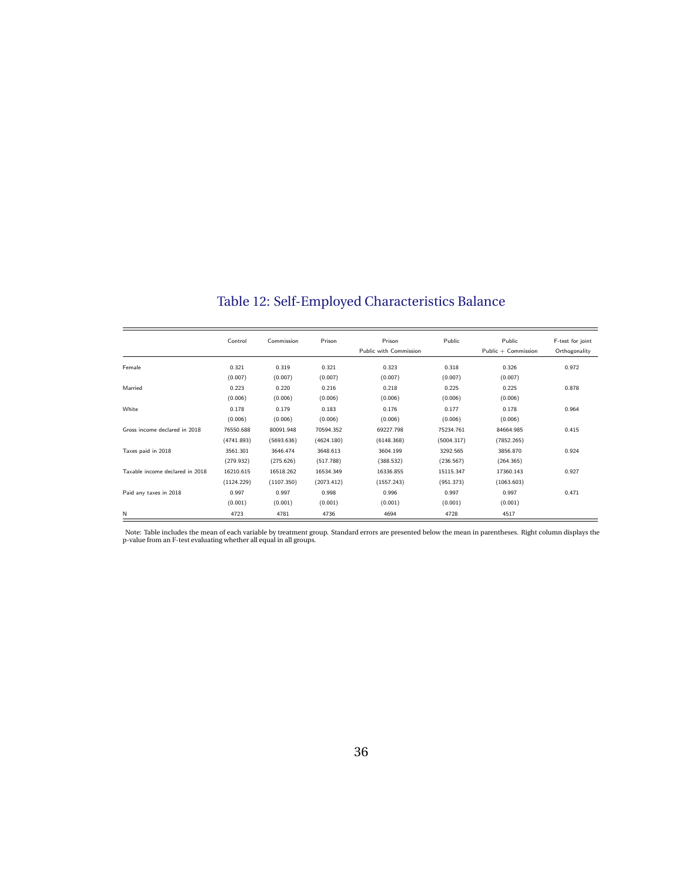## Table 12: Self-Employed Characteristics Balance

| | Control | Commission | Prison | Prison Public with Commission | Public | Public + Commission | F-test for joint Orthogonality |
|---|---|---|---|---|---|---|---|
| Female | 0.321 | 0.319 | 0.321 | 0.323 | 0.318 | 0.326 | 0.972 |
| | (0.007) | (0.007) | (0.007) | (0.007) | (0.007) | (0.007) | |
| Married | 0.223 | 0.220 | 0.216 | 0.218 | 0.225 | 0.225 | 0.878 |
| | (0.006) | (0.006) | (0.006) | (0.006) | (0.006) | (0.006) | |
| White | 0.178 | 0.179 | 0.183 | 0.176 | 0.177 | 0.178 | 0.964 |
| | (0.006) | (0.006) | (0.006) | (0.006) | (0.006) | (0.006) | |
| Gross income declared in 2018 | 76550.688 | 80091.948 | 70594.352 | 69227.798 | 75234.761 | 84664.985 | 0.415 |
| | (4741.893) | (5693.636) | (4624.180) | (6148.368) | (5004.317) | (7852.265) | |
| Taxes paid in 2018 | 3561.301 | 3646.474 | 3648.613 | 3604.199 | 3292.565 | 3856.870 | 0.924 |
| | (279.932) | (275.626) | (517.788) | (388.532) | (236.567) | (264.365) | |
| Taxable income declared in 2018 | 16210.615 | 16518.262 | 16534.349 | 16336.855 | 15115.347 | 17360.143 | 0.927 |
| | (1124.229) | (1107.350) | (2073.412) | (1557.243) | (951.373) | (1063.603) | |
| Paid any taxes in 2018 | 0.997 | 0.997 | 0.998 | 0.996 | 0.997 | 0.997 | 0.471 |
| | (0.001) | (0.001) | (0.001) | (0.001) | (0.001) | (0.001) | |
| N | 4723 | 4781 | 4736 | 4694 | 4728 | 4517 | |

Note: Table includes the mean of each variable by treatment group. Standard errors are presented below the mean in parentheses. Right column displays the p-value from an F-test evaluating whether all equal in all groups.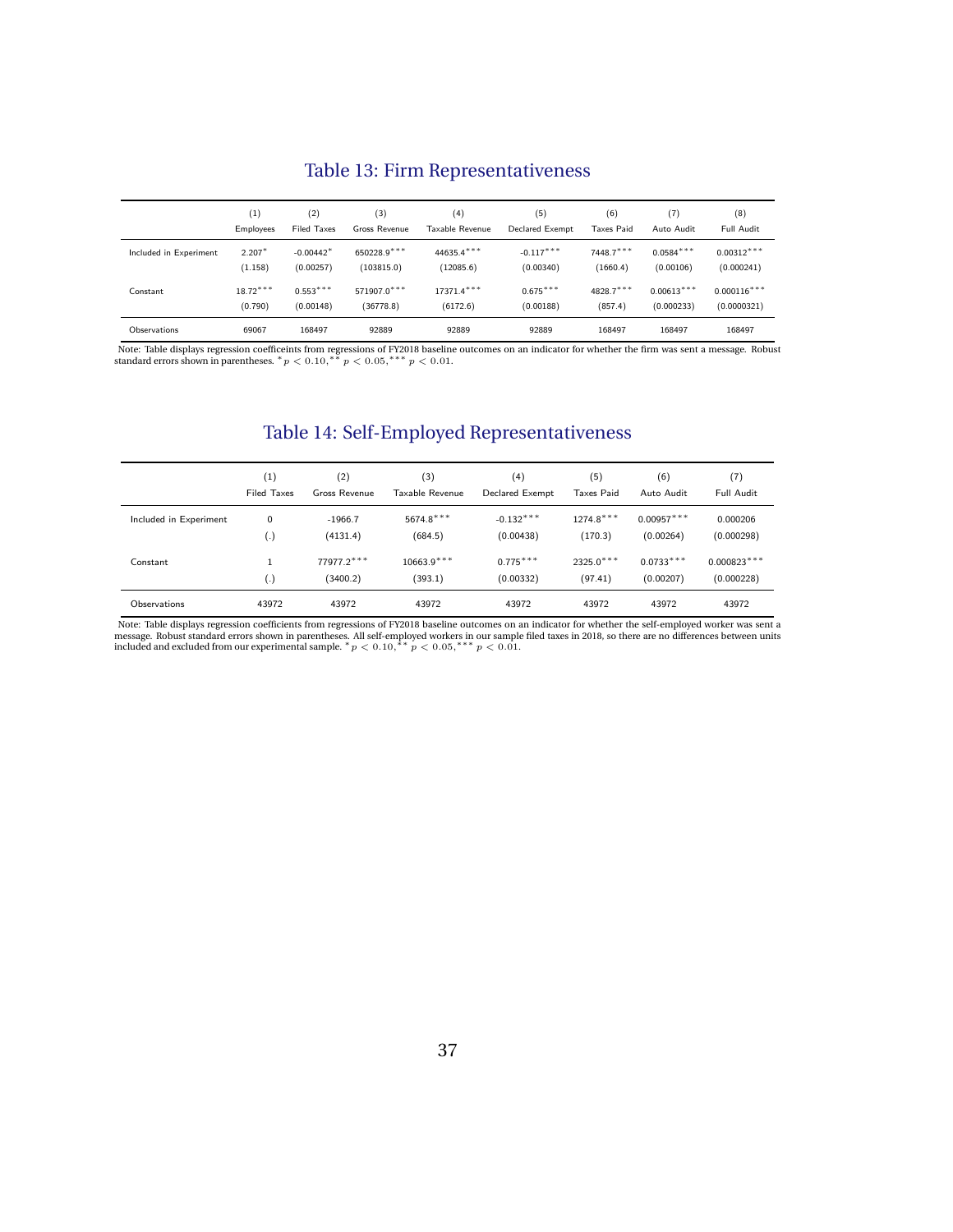## Table 13: Firm Representativeness

| | (1) | (2) | (3) | (4) | (5) | (6) | (7) | (8) |
|---|---|---|---|---|---|---|---|---|
| | Employees | Filed Taxes | Gross Revenue | Taxable Revenue | Declared Exempt | Taxes Paid | Auto Audit | Full Audit |
| Included in Experiment | 2.207* | -0.00442* | 650228.9*** | 44635.4*** | -0.117*** | 7448.7*** | 0.0584*** | 0.00312*** |
| | (1.158) | (0.00257) | (103815.0) | (12085.6) | (0.00340) | (1660.4) | (0.00106) | (0.000241) |
| Constant | 18.72*** | 0.553*** | 571907.0*** | 17371.4*** | 0.675*** | 4828.7*** | 0.00613*** | 0.000116*** |
| | (0.790) | (0.00148) | (36778.8) | (6172.6) | (0.00188) | (857.4) | (0.000233) | (0.0000321) |
| Observations | 69067 | 168497 | 92889 | 92889 | 92889 | 168497 | 168497 | 168497 |

Note: Table displays regression coefficeints from regressions of FY2018 baseline outcomes on an indicator for whether the firm was sent a message. Robust standard errors shown in parentheses. $^{*}p < 0.10, ^{**}p < 0.05, ^{***}p < 0.01$.

## Table 14: Self-Employed Representativeness

| | (1) | (2) | (3) | (4) | (5) | (6) | (7) |
|---|---|---|---|---|---|---|---|
| | Filed Taxes | Gross Revenue | Taxable Revenue | Declared Exempt | Taxes Paid | Auto Audit | Full Audit |
| Included in Experiment | 0 | -1966.7 | 5674.8*** | -0.132*** | 1274.8*** | 0.00957*** | 0.000206 |
| | (.) | (4131.4) | (684.5) | (0.00438) | (170.3) | (0.00264) | (0.000298) |
| Constant | 1 | 77977.2*** | 10663.9*** | 0.775*** | 2325.0*** | 0.0733*** | 0.000823*** |
| | (.) | (3400.2) | (393.1) | (0.00332) | (97.41) | (0.00207) | (0.000228) |
| Observations | 43972 | 43972 | 43972 | 43972 | 43972 | 43972 | 43972 |

Note: Table displays regression coefficients from regressions of FY2018 baseline outcomes on an indicator for whether the self-employed worker was sent a message. Robust standard errors shown in parentheses. All self-employed workers in our sample filed taxes in 2018, so there are no differences between units included and excluded from our experimental sample. $^{*}p < 0.10, ^{**}p < 0.05, ^{***}p < 0.01$.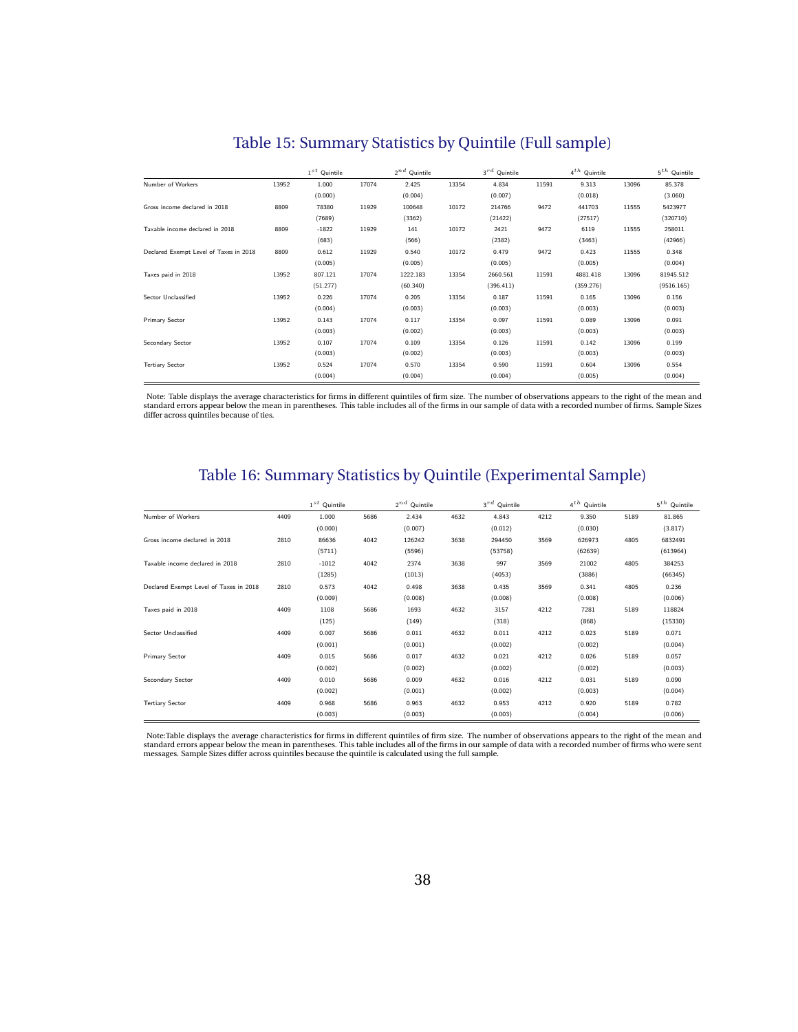# Table 15: Summary Statistics by Quintile (Full sample)

| | | $1^{st}$ Quintile | | $2^{nd}$ Quintile | | $3^{rd}$ Quintile | | $4^{th}$ Quintile | | $5^{th}$ Quintile |
|---|---|---|---|---|---|---|---|---|---|---|
| Number of Workers | 13952 | 1.000 | 17074 | 2.425 | 13354 | 4.834 | 11591 | 9.313 | 13096 | 85.378 |
| | | (0.000) | | (0.004) | | (0.007) | | (0.018) | | (3.060) |
| Gross income declared in 2018 | 8809 | 78380 | 11929 | 100648 | 10172 | 214766 | 9472 | 441703 | 11555 | 5423977 |
| | | (7689) | | (3362) | | (21422) | | (27517) | | (320710) |
| Taxable income declared in 2018 | 8809 | -1822 | 11929 | 141 | 10172 | 2421 | 9472 | 6119 | 11555 | 258011 |
| | | (683) | | (566) | | (2382) | | (3463) | | (42966) |
| Declared Exempt Level of Taxes in 2018 | 8809 | 0.612 | 11929 | 0.540 | 10172 | 0.479 | 9472 | 0.423 | 11555 | 0.348 |
| | | (0.005) | | (0.005) | | (0.005) | | (0.005) | | (0.004) |
| Taxes paid in 2018 | 13952 | 807.121 | 17074 | 1222.183 | 13354 | 2660.561 | 11591 | 4881.418 | 13096 | 81945.512 |
| | | (51.277) | | (60.340) | | (396.411) | | (359.276) | | (9516.165) |
| Sector Unclassified | 13952 | 0.226 | 17074 | 0.205 | 13354 | 0.187 | 11591 | 0.165 | 13096 | 0.156 |
| | | (0.004) | | (0.003) | | (0.003) | | (0.003) | | (0.003) |
| Primary Sector | 13952 | 0.143 | 17074 | 0.117 | 13354 | 0.097 | 11591 | 0.089 | 13096 | 0.091 |
| | | (0.003) | | (0.002) | | (0.003) | | (0.003) | | (0.003) |
| Secondary Sector | 13952 | 0.107 | 17074 | 0.109 | 13354 | 0.126 | 11591 | 0.142 | 13096 | 0.199 |
| | | (0.003) | | (0.002) | | (0.003) | | (0.003) | | (0.003) |
| Tertiary Sector | 13952 | 0.524 | 17074 | 0.570 | 13354 | 0.590 | 11591 | 0.604 | 13096 | 0.554 |
| | | (0.004) | | (0.004) | | (0.004) | | (0.005) | | (0.004) |

Note: Table displays the average characteristics for firms in different quintiles of firm size. The number of observations appears to the right of the mean and standard errors appear below the mean in parentheses. This table includes all of the firms in our sample of data with a recorded number of firms. Sample Sizes differ across quintiles because of ties.

# Table 16: Summary Statistics by Quintile (Experimental Sample)

| | | $1^{st}$ Quintile | | $2^{nd}$ Quintile | | $3^{rd}$ Quintile | | $4^{th}$ Quintile | | $5^{th}$ Quintile |
|---|---|---|---|---|---|---|---|---|---|---|
| Number of Workers | 4409 | 1.000 | 5686 | 2.434 | 4632 | 4.843 | 4212 | 9.350 | 5189 | 81.865 |
| | | (0.000) | | (0.007) | | (0.012) | | (0.030) | | (3.817) |
| Gross income declared in 2018 | 2810 | 86636 | 4042 | 126242 | 3638 | 294450 | 3569 | 626973 | 4805 | 6832491 |
| | | (5711) | | (5596) | | (53758) | | (62639) | | (613964) |
| Taxable income declared in 2018 | 2810 | -1012 | 4042 | 2374 | 3638 | 997 | 3569 | 21002 | 4805 | 384253 |
| | | (1285) | | (1013) | | (4053) | | (3886) | | (66345) |
| Declared Exempt Level of Taxes in 2018 | 2810 | 0.573 | 4042 | 0.498 | 3638 | 0.435 | 3569 | 0.341 | 4805 | 0.236 |
| | | (0.009) | | (0.008) | | (0.008) | | (0.008) | | (0.006) |
| Taxes paid in 2018 | 4409 | 1108 | 5686 | 1693 | 4632 | 3157 | 4212 | 7281 | 5189 | 118824 |
| | | (125) | | (149) | | (318) | | (868) | | (15330) |
| Sector Unclassified | 4409 | 0.007 | 5686 | 0.011 | 4632 | 0.011 | 4212 | 0.023 | 5189 | 0.071 |
| | | (0.001) | | (0.001) | | (0.002) | | (0.002) | | (0.004) |
| Primary Sector | 4409 | 0.015 | 5686 | 0.017 | 4632 | 0.021 | 4212 | 0.026 | 5189 | 0.057 |
| | | (0.002) | | (0.002) | | (0.002) | | (0.002) | | (0.003) |
| Secondary Sector | 4409 | 0.010 | 5686 | 0.009 | 4632 | 0.016 | 4212 | 0.031 | 5189 | 0.090 |
| | | (0.002) | | (0.001) | | (0.002) | | (0.003) | | (0.004) |
| Tertiary Sector | 4409 | 0.968 | 5686 | 0.963 | 4632 | 0.953 | 4212 | 0.920 | 5189 | 0.782 |
| | | (0.003) | | (0.003) | | (0.003) | | (0.004) | | (0.006) |

Note:Table displays the average characteristics for firms in different quintiles of firm size. The number of observations appears to the right of the mean and standard errors appear below the mean in parentheses. This table includes all of the firms in our sample of data with a recorded number of firms who were sent messages. Sample Sizes differ across quintiles because the quintile is calculated using the full sample.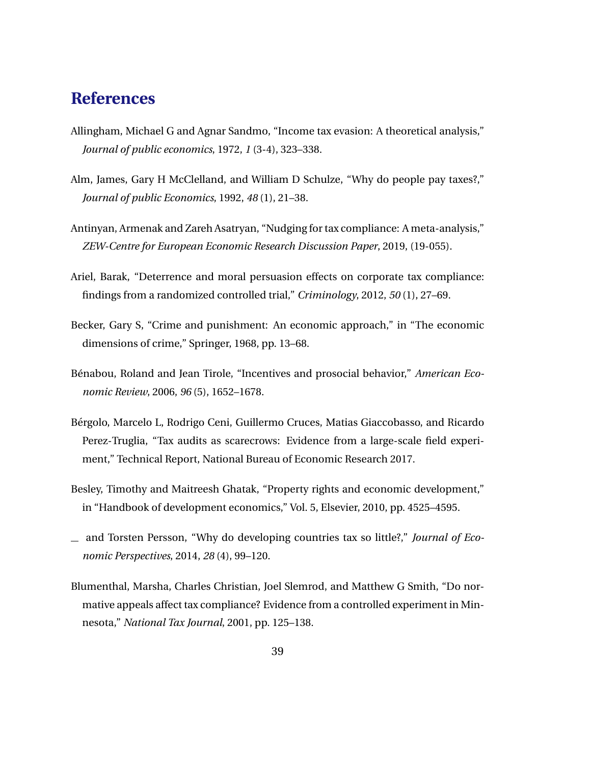# References

Allingham, Michael G and Agnar Sandmo, "Income tax evasion: A theoretical analysis," *Journal of public economics*, 1972, *1* (3-4), 323–338.

Alm, James, Gary H McClelland, and William D Schulze, "Why do people pay taxes?," *Journal of public Economics*, 1992, *48* (1), 21–38.

Antinyan, Armenak and Zareh Asatryan, "Nudging for tax compliance: A meta-analysis," *ZEW-Centre for European Economic Research Discussion Paper*, 2019, (19-055).

Ariel, Barak, "Deterrence and moral persuasion effects on corporate tax compliance: findings from a randomized controlled trial," *Criminology*, 2012, *50* (1), 27–69.

Becker, Gary S, "Crime and punishment: An economic approach," in "The economic dimensions of crime," Springer, 1968, pp. 13–68.

Bénabou, Roland and Jean Tirole, "Incentives and prosocial behavior," *American Economic Review*, 2006, *96* (5), 1652–1678.

Bérgolo, Marcelo L, Rodrigo Ceni, Guillermo Cruces, Matias Giaccobasso, and Ricardo Perez-Truglia, "Tax audits as scarecrows: Evidence from a large-scale field experiment," Technical Report, National Bureau of Economic Research 2017.

Besley, Timothy and Maitreesh Ghatak, "Property rights and economic development," in "Handbook of development economics," Vol. 5, Elsevier, 2010, pp. 4525–4595.

_ and Torsten Persson, "Why do developing countries tax so little?," *Journal of Economic Perspectives*, 2014, *28* (4), 99–120.

Blumenthal, Marsha, Charles Christian, Joel Slemrod, and Matthew G Smith, "Do normative appeals affect tax compliance? Evidence from a controlled experiment in Minnesota," *National Tax Journal*, 2001, pp. 125–138.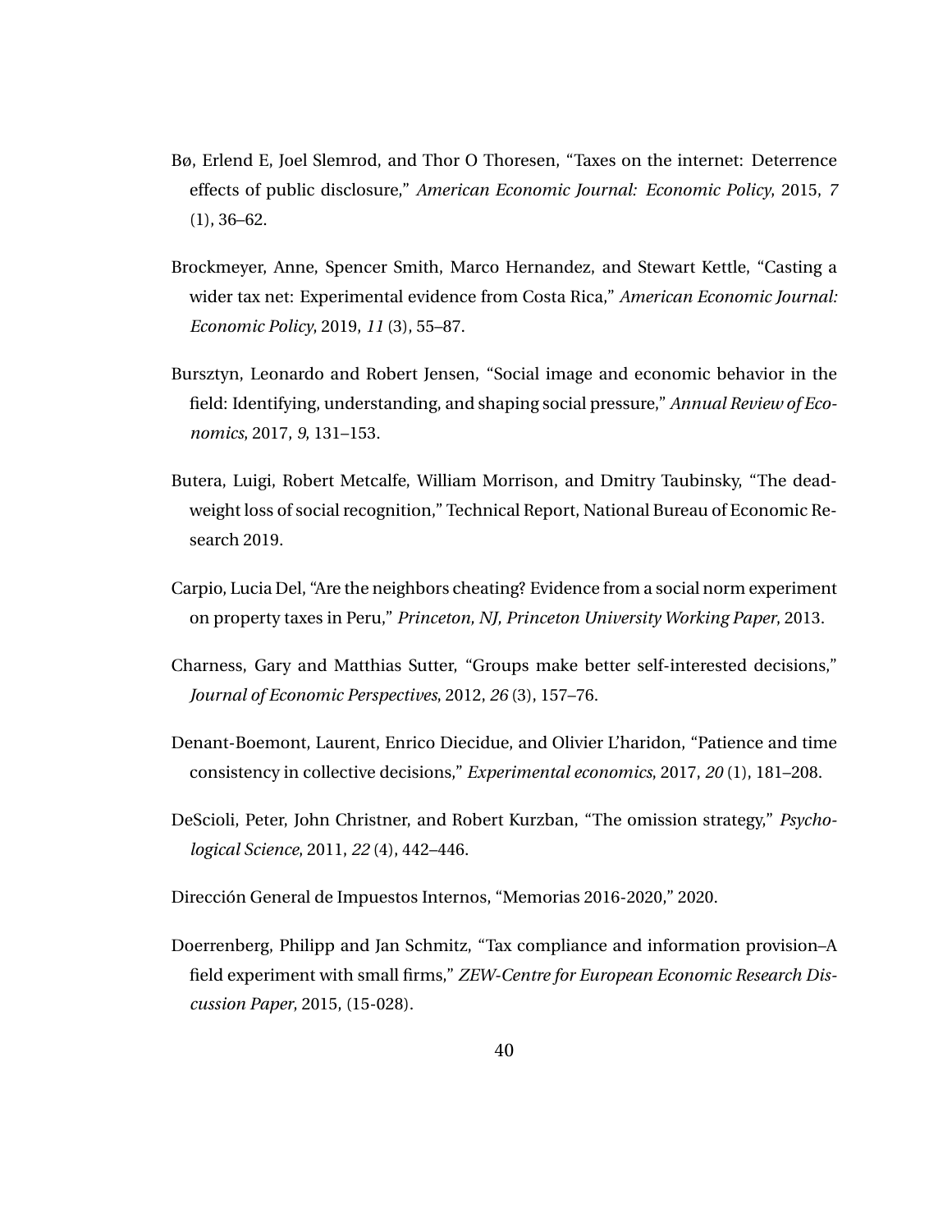Bø, Erlend E, Joel Slemrod, and Thor O Thoresen, "Taxes on the internet: Deterrence effects of public disclosure," *American Economic Journal: Economic Policy*, 2015, *7* (1), 36–62.

Brockmeyer, Anne, Spencer Smith, Marco Hernandez, and Stewart Kettle, "Casting a wider tax net: Experimental evidence from Costa Rica," *American Economic Journal: Economic Policy*, 2019, *11* (3), 55–87.

Bursztyn, Leonardo and Robert Jensen, "Social image and economic behavior in the field: Identifying, understanding, and shaping social pressure," *Annual Review of Economics*, 2017, *9*, 131–153.

Butera, Luigi, Robert Metcalfe, William Morrison, and Dmitry Taubinsky, "The deadweight loss of social recognition," Technical Report, National Bureau of Economic Research 2019.

Carpio, Lucia Del, "Are the neighbors cheating? Evidence from a social norm experiment on property taxes in Peru," *Princeton, NJ, Princeton University Working Paper*, 2013.

Charness, Gary and Matthias Sutter, "Groups make better self-interested decisions," *Journal of Economic Perspectives*, 2012, *26* (3), 157–76.

Denant-Boemont, Laurent, Enrico Diecidue, and Olivier L'haridon, "Patience and time consistency in collective decisions," *Experimental economics*, 2017, *20* (1), 181–208.

DeScioli, Peter, John Christner, and Robert Kurzban, "The omission strategy," *Psychological Science*, 2011, *22* (4), 442–446.

Dirección General de Impuestos Internos, "Memorias 2016-2020," 2020.

Doerrenberg, Philipp and Jan Schmitz, "Tax compliance and information provision–A field experiment with small firms," *ZEW-Centre for European Economic Research Discussion Paper*, 2015, (15-028).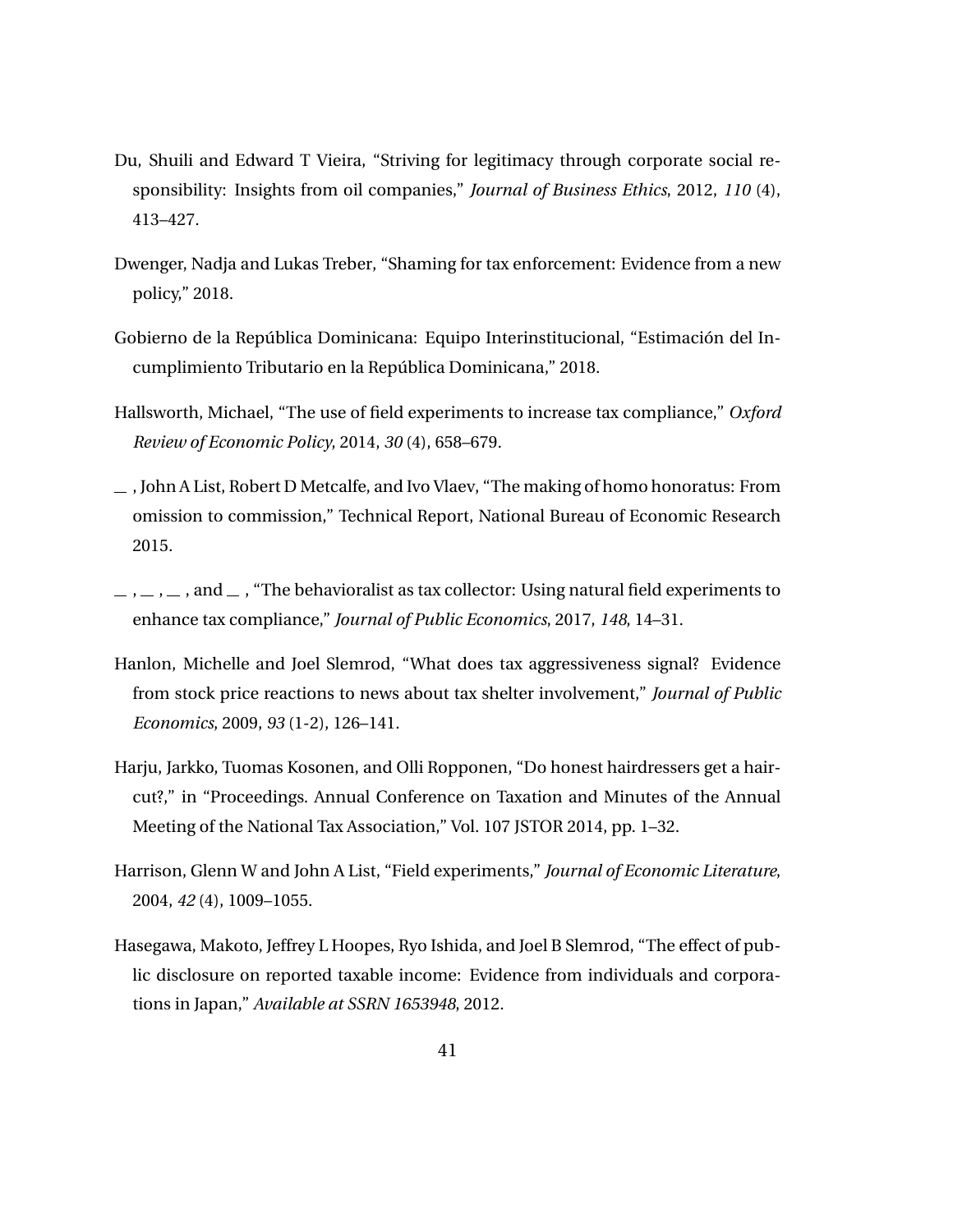Du, Shuili and Edward T Vieira, "Striving for legitimacy through corporate social responsibility: Insights from oil companies," *Journal of Business Ethics*, 2012, *110* (4), 413–427.

Dwenger, Nadja and Lukas Treber, "Shaming for tax enforcement: Evidence from a new policy," 2018.

Gobierno de la República Dominicana: Equipo Interinstitucional, "Estimación del Incumplimiento Tributario en la República Dominicana," 2018.

Hallsworth, Michael, "The use of field experiments to increase tax compliance," *Oxford Review of Economic Policy*, 2014, *30* (4), 658–679.

\_ , John A List, Robert D Metcalfe, and Ivo Vlaev, "The making of homo honoratus: From omission to commission," Technical Report, National Bureau of Economic Research 2015.

\_ , \_ , \_ , and \_ , "The behavioralist as tax collector: Using natural field experiments to enhance tax compliance," *Journal of Public Economics*, 2017, *148*, 14–31.

Hanlon, Michelle and Joel Slemrod, "What does tax aggressiveness signal? Evidence from stock price reactions to news about tax shelter involvement," *Journal of Public Economics*, 2009, *93* (1-2), 126–141.

Harju, Jarkko, Tuomas Kosonen, and Olli Ropponen, "Do honest hairdressers get a haircut?," in "Proceedings. Annual Conference on Taxation and Minutes of the Annual Meeting of the National Tax Association," Vol. 107 JSTOR 2014, pp. 1–32.

Harrison, Glenn W and John A List, "Field experiments," *Journal of Economic Literature*, 2004, *42* (4), 1009–1055.

Hasegawa, Makoto, Jeffrey L Hoopes, Ryo Ishida, and Joel B Slemrod, "The effect of public disclosure on reported taxable income: Evidence from individuals and corporations in Japan," *Available at SSRN 1653948*, 2012.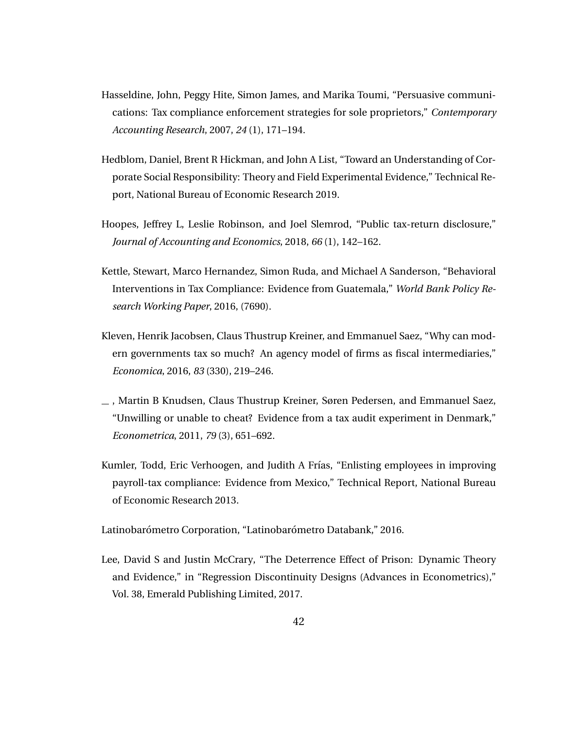Hasseldine, John, Peggy Hite, Simon James, and Marika Toumi, "Persuasive communications: Tax compliance enforcement strategies for sole proprietors," *Contemporary Accounting Research*, 2007, *24* (1), 171–194.

Hedblom, Daniel, Brent R Hickman, and John A List, "Toward an Understanding of Corporate Social Responsibility: Theory and Field Experimental Evidence," Technical Report, National Bureau of Economic Research 2019.

Hoopes, Jeffrey L, Leslie Robinson, and Joel Slemrod, "Public tax-return disclosure," *Journal of Accounting and Economics*, 2018, *66* (1), 142–162.

Kettle, Stewart, Marco Hernandez, Simon Ruda, and Michael A Sanderson, "Behavioral Interventions in Tax Compliance: Evidence from Guatemala," *World Bank Policy Research Working Paper*, 2016, (7690).

Kleven, Henrik Jacobsen, Claus Thustrup Kreiner, and Emmanuel Saez, "Why can modern governments tax so much? An agency model of firms as fiscal intermediaries," *Economica*, 2016, *83* (330), 219–246.

\_ , Martin B Knudsen, Claus Thustrup Kreiner, Søren Pedersen, and Emmanuel Saez, "Unwilling or unable to cheat? Evidence from a tax audit experiment in Denmark," *Econometrica*, 2011, *79* (3), 651–692.

Kumler, Todd, Eric Verhoogen, and Judith A Frías, "Enlisting employees in improving payroll-tax compliance: Evidence from Mexico," Technical Report, National Bureau of Economic Research 2013.

Latinobarómetro Corporation, "Latinobarómetro Databank," 2016.

Lee, David S and Justin McCrary, "The Deterrence Effect of Prison: Dynamic Theory and Evidence," in "Regression Discontinuity Designs (Advances in Econometrics)," Vol. 38, Emerald Publishing Limited, 2017.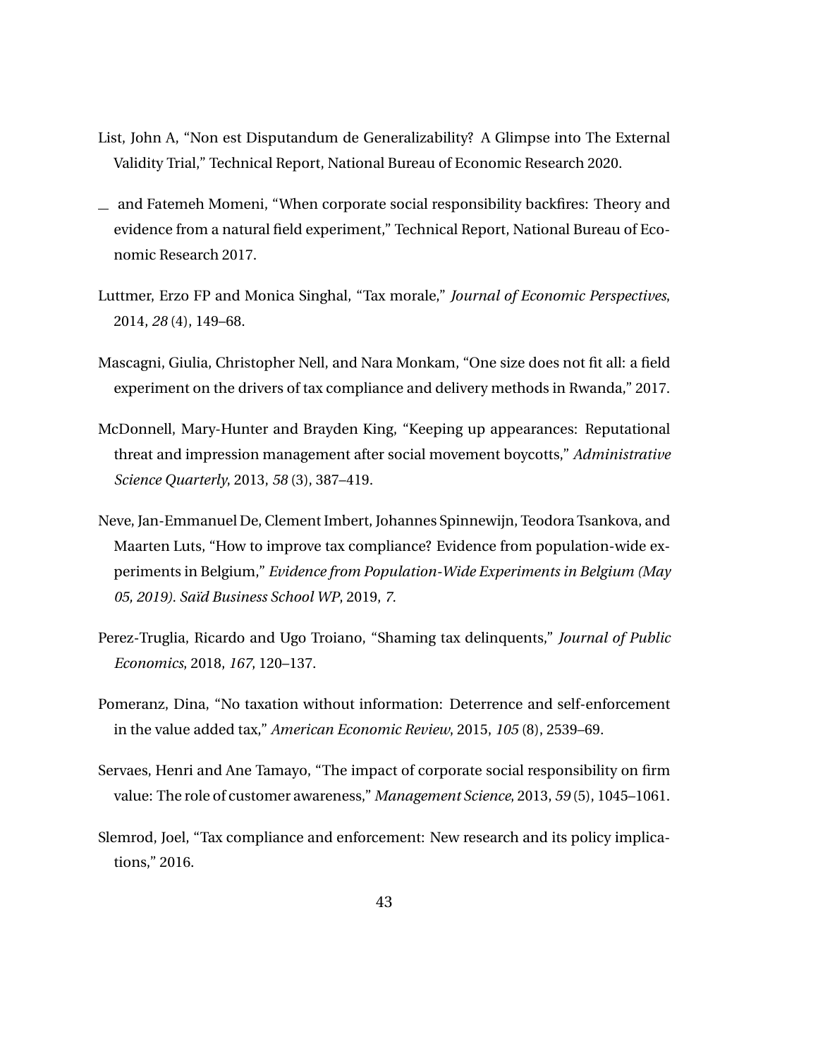List, John A, "Non est Disputandum de Generalizability? A Glimpse into The External Validity Trial," Technical Report, National Bureau of Economic Research 2020.

_ and Fatemeh Momeni, "When corporate social responsibility backfires: Theory and evidence from a natural field experiment," Technical Report, National Bureau of Economic Research 2017.

Luttmer, Erzo FP and Monica Singhal, "Tax morale," *Journal of Economic Perspectives*, 2014, *28* (4), 149–68.

Mascagni, Giulia, Christopher Nell, and Nara Monkam, "One size does not fit all: a field experiment on the drivers of tax compliance and delivery methods in Rwanda," 2017.

McDonnell, Mary-Hunter and Brayden King, "Keeping up appearances: Reputational threat and impression management after social movement boycotts," *Administrative Science Quarterly*, 2013, *58* (3), 387–419.

Neve, Jan-Emmanuel De, Clement Imbert, Johannes Spinnewijn, Teodora Tsankova, and Maarten Luts, "How to improve tax compliance? Evidence from population-wide experiments in Belgium," *Evidence from Population-Wide Experiments in Belgium (May 05, 2019). Saïd Business School WP*, 2019, *7*.

Perez-Truglia, Ricardo and Ugo Troiano, "Shaming tax delinquents," *Journal of Public Economics*, 2018, *167*, 120–137.

Pomeranz, Dina, "No taxation without information: Deterrence and self-enforcement in the value added tax," *American Economic Review*, 2015, *105* (8), 2539–69.

Servaes, Henri and Ane Tamayo, "The impact of corporate social responsibility on firm value: The role of customer awareness," *Management Science*, 2013, *59* (5), 1045–1061.

Slemrod, Joel, "Tax compliance and enforcement: New research and its policy implications," 2016.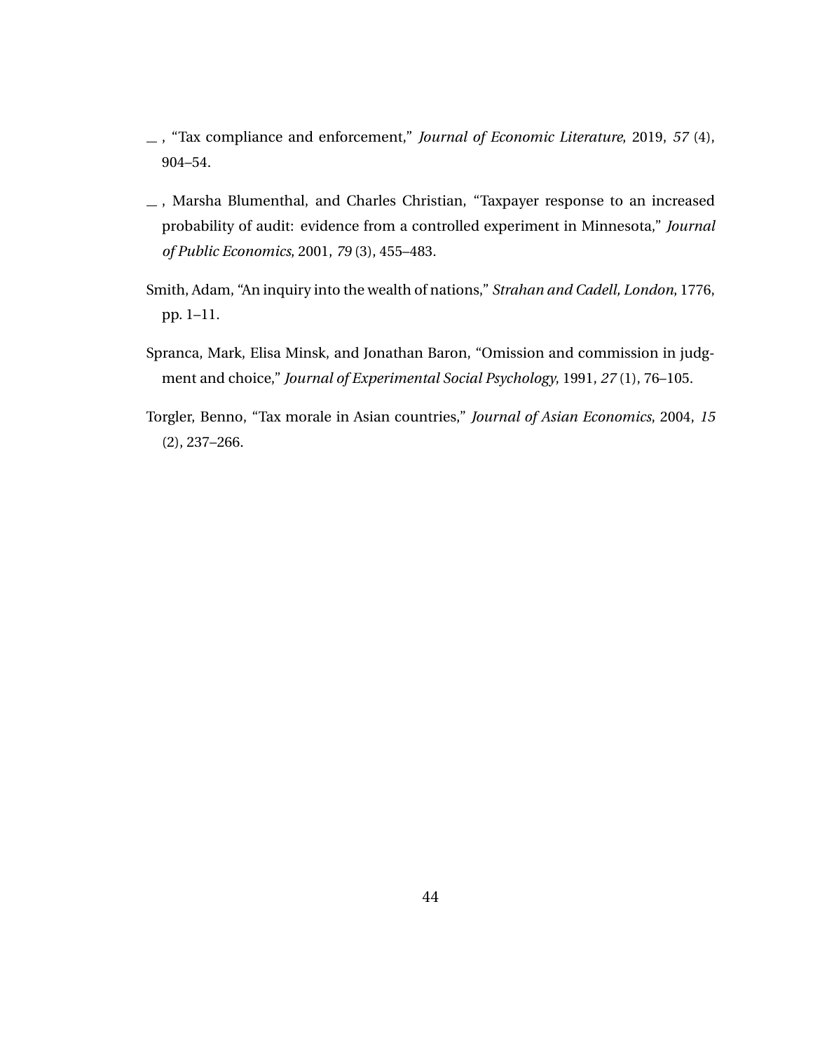_ , "Tax compliance and enforcement," *Journal of Economic Literature*, 2019, *57* (4), 904–54.

_ , Marsha Blumenthal, and Charles Christian, "Taxpayer response to an increased probability of audit: evidence from a controlled experiment in Minnesota," *Journal of Public Economics*, 2001, *79* (3), 455–483.

Smith, Adam, "An inquiry into the wealth of nations," *Strahan and Cadell, London*, 1776, pp. 1–11.

Spranca, Mark, Elisa Minsk, and Jonathan Baron, "Omission and commission in judgment and choice," *Journal of Experimental Social Psychology*, 1991, *27* (1), 76–105.

Torgler, Benno, "Tax morale in Asian countries," *Journal of Asian Economics*, 2004, *15* (2), 237–266.